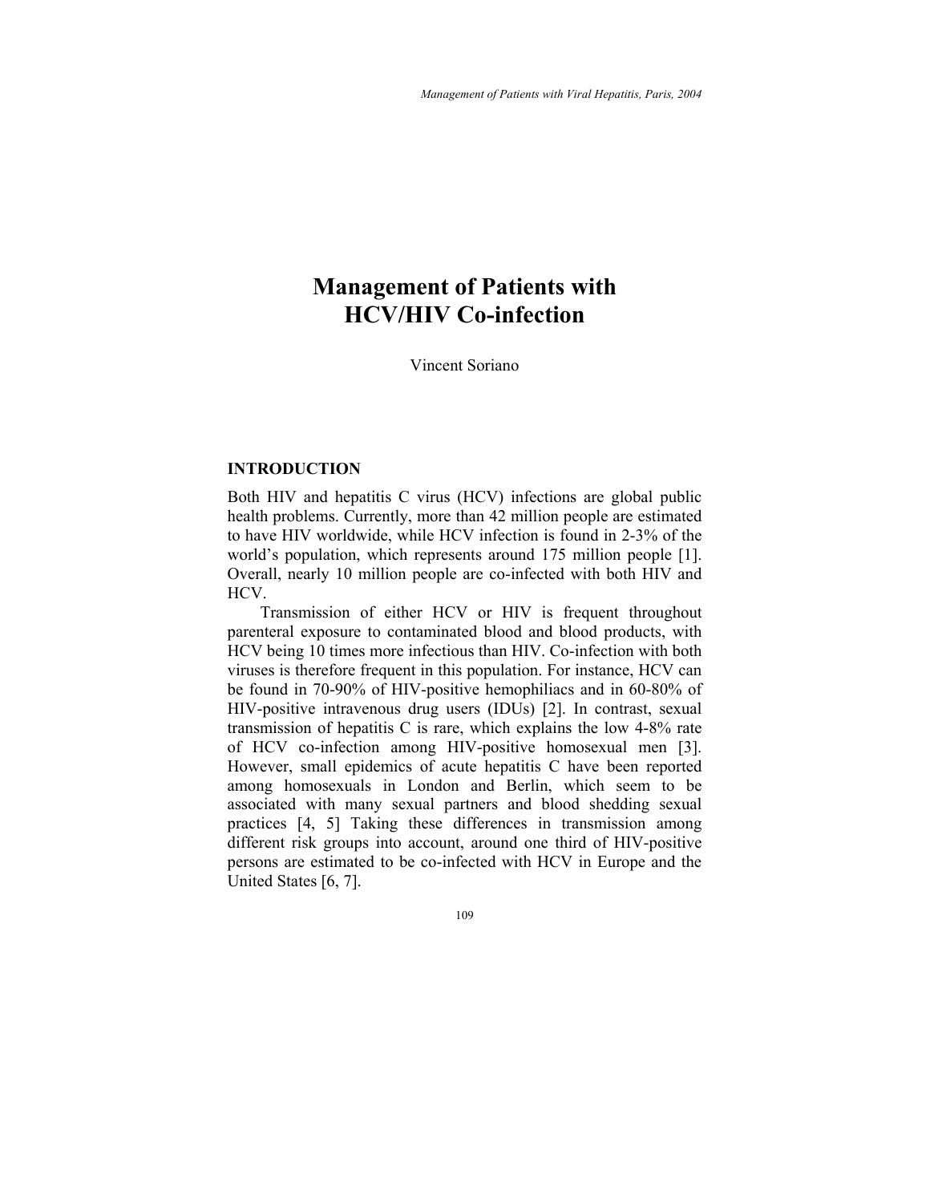# Management of Patients with HCV/HIV Co-infection

Vincent Soriano

## INTRODUCTION

Both HIV and hepatitis C virus (HCV) infections are global public health problems. Currently, more than 42 million people are estimated to have HIV worldwide, while HCV infection is found in 2-3% of the world's population, which represents around 175 million people [1]. Overall, nearly 10 million people are co-infected with both HIV and HCV.

Transmission of either HCV or HIV is frequent throughout parenteral exposure to contaminated blood and blood products, with HCV being 10 times more infectious than HIV. Co-infection with both viruses is therefore frequent in this population. For instance, HCV can be found in 70-90% of HIV-positive hemophiliacs and in 60-80% of HIV-positive intravenous drug users (IDUs) [2]. In contrast, sexual transmission of hepatitis C is rare, which explains the low 4-8% rate of HCV co-infection among HIV-positive homosexual men [3]. However, small epidemics of acute hepatitis C have been reported among homosexuals in London and Berlin, which seem to be associated with many sexual partners and blood shedding sexual practices [4, 5] Taking these differences in transmission among different risk groups into account, around one third of HIV-positive persons are estimated to be co-infected with HCV in Europe and the United States [6, 7].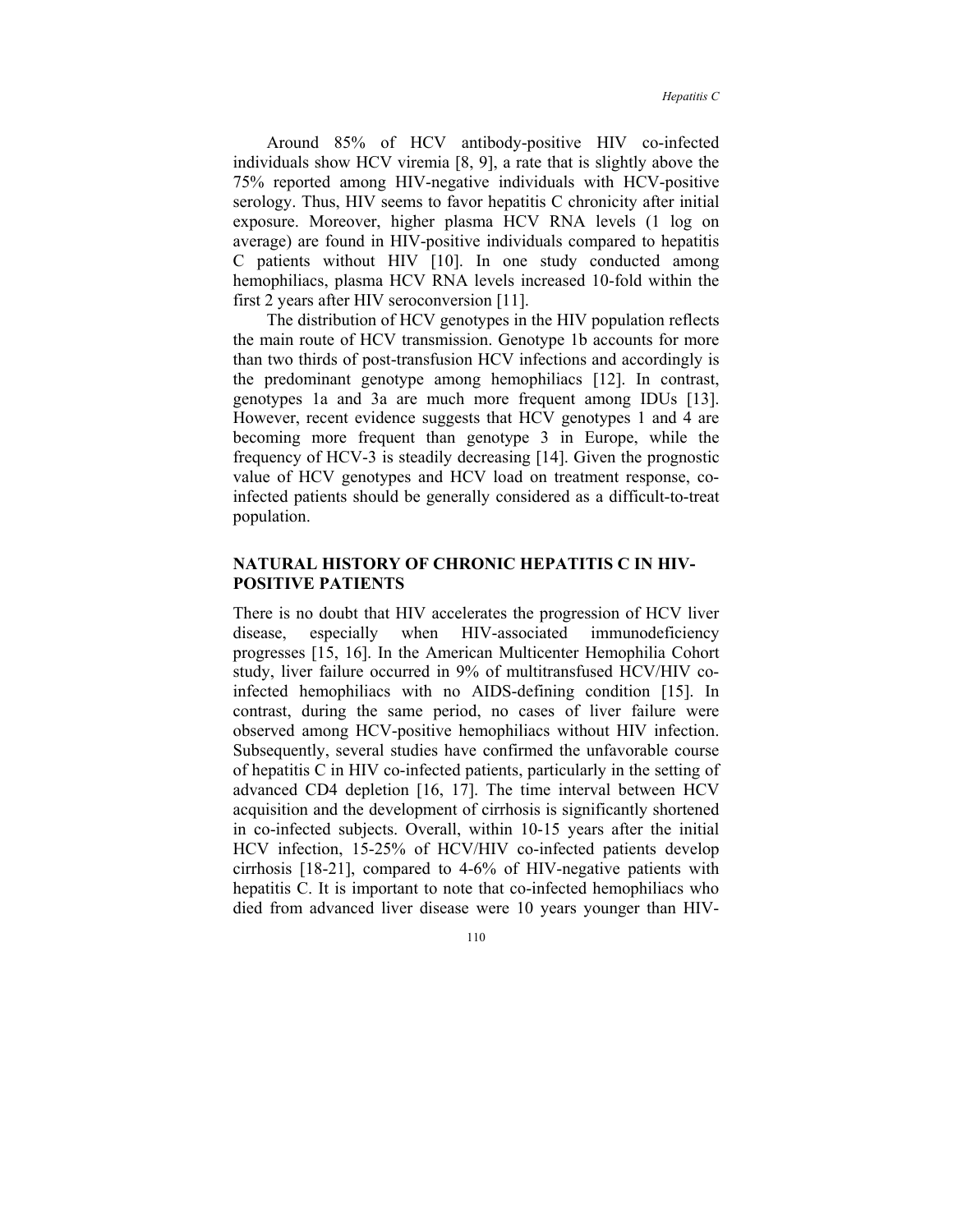Around 85% of HCV antibody-positive HIV co-infected individuals show HCV viremia [8, 9], a rate that is slightly above the 75% reported among HIV-negative individuals with HCV-positive serology. Thus, HIV seems to favor hepatitis C chronicity after initial exposure. Moreover, higher plasma HCV RNA levels (1 log on average) are found in HIV-positive individuals compared to hepatitis C patients without HIV [10]. In one study conducted among hemophiliacs, plasma HCV RNA levels increased 10-fold within the first 2 years after HIV seroconversion [11].

The distribution of HCV genotypes in the HIV population reflects the main route of HCV transmission. Genotype 1b accounts for more than two thirds of post-transfusion HCV infections and accordingly is the predominant genotype among hemophiliacs [12]. In contrast, genotypes 1a and 3a are much more frequent among IDUs [13]. However, recent evidence suggests that HCV genotypes 1 and 4 are becoming more frequent than genotype 3 in Europe, while the frequency of HCV-3 is steadily decreasing [14]. Given the prognostic value of HCV genotypes and HCV load on treatment response, co-infected patients should be generally considered as a difficult-to-treat population.

## NATURAL HISTORY OF CHRONIC HEPATITIS C IN HIV-POSITIVE PATIENTS

There is no doubt that HIV accelerates the progression of HCV liver disease, especially when HIV-associated immunodeficiency progresses [15, 16]. In the American Multicenter Hemophilia Cohort study, liver failure occurred in 9% of multitransfused HCV/HIV co-infected hemophiliacs with no AIDS-defining condition [15]. In contrast, during the same period, no cases of liver failure were observed among HCV-positive hemophiliacs without HIV infection. Subsequently, several studies have confirmed the unfavorable course of hepatitis C in HIV co-infected patients, particularly in the setting of advanced CD4 depletion [16, 17]. The time interval between HCV acquisition and the development of cirrhosis is significantly shortened in co-infected subjects. Overall, within 10-15 years after the initial HCV infection, 15-25% of HCV/HIV co-infected patients develop cirrhosis [18-21], compared to 4-6% of HIV-negative patients with hepatitis C. It is important to note that co-infected hemophiliacs who died from advanced liver disease were 10 years younger than HIV-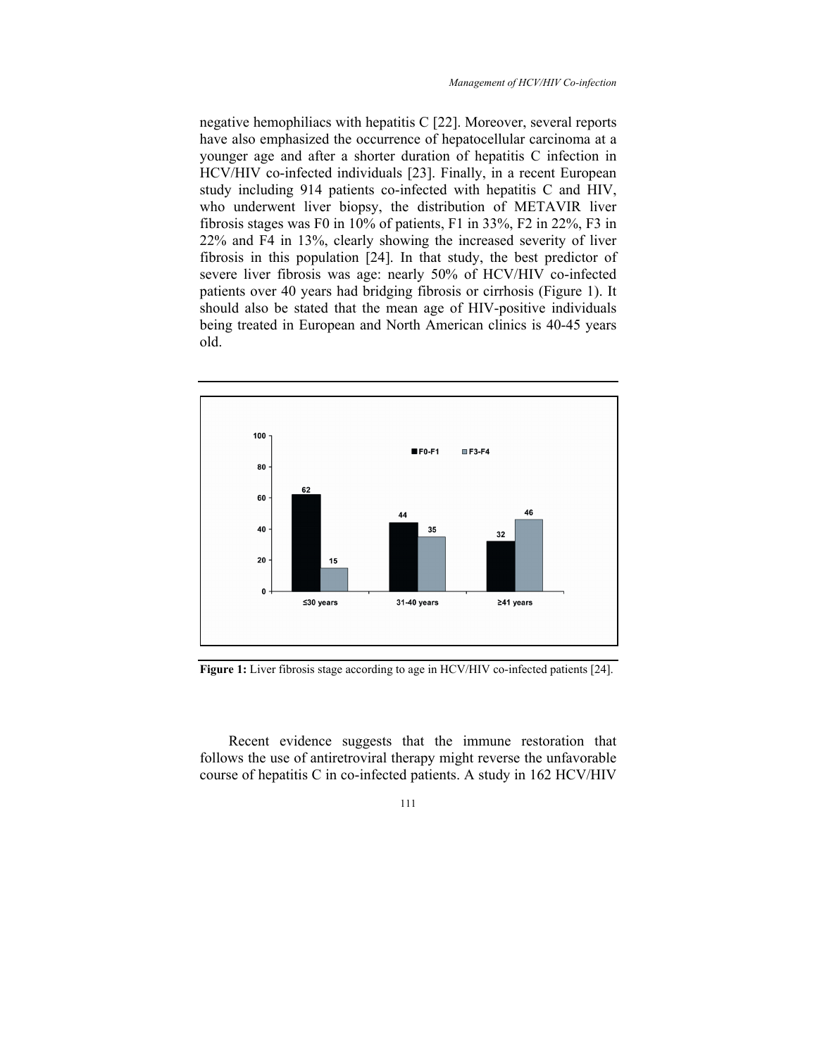negative hemophiliacs with hepatitis C [22]. Moreover, several reports have also emphasized the occurrence of hepatocellular carcinoma at a younger age and after a shorter duration of hepatitis C infection in HCV/HIV co-infected individuals [23]. Finally, in a recent European study including 914 patients co-infected with hepatitis C and HIV, who underwent liver biopsy, the distribution of METAVIR liver fibrosis stages was F0 in 10% of patients, F1 in 33%, F2 in 22%, F3 in 22% and F4 in 13%, clearly showing the increased severity of liver fibrosis in this population [24]. In that study, the best predictor of severe liver fibrosis was age: nearly 50% of HCV/HIV co-infected patients over 40 years had bridging fibrosis or cirrhosis (Figure 1). It should also be stated that the mean age of HIV-positive individuals being treated in European and North American clinics is 40-45 years old.

| | F0-F1 | F3-F4 |
|---|---|---|
| ≤30 years | 62 | 15 |
| 31-40 years | 44 | 35 |
| ≥41 years | 32 | 46 |

**Figure 1:** Liver fibrosis stage according to age in HCV/HIV co-infected patients [24].

Recent evidence suggests that the immune restoration that follows the use of antiretroviral therapy might reverse the unfavorable course of hepatitis C in co-infected patients. A study in 162 HCV/HIV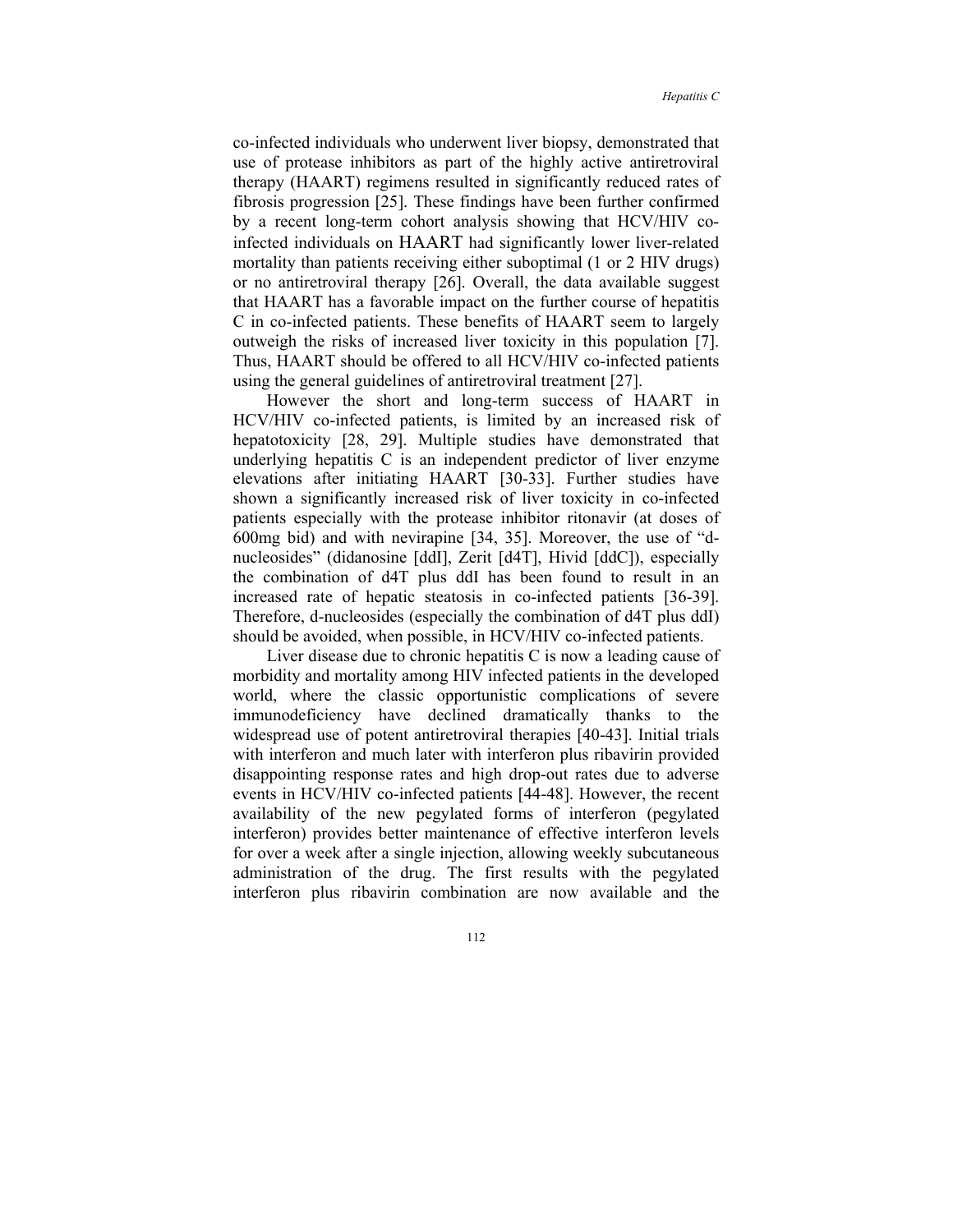co-infected individuals who underwent liver biopsy, demonstrated that use of protease inhibitors as part of the highly active antiretroviral therapy (HAART) regimens resulted in significantly reduced rates of fibrosis progression [25]. These findings have been further confirmed by a recent long-term cohort analysis showing that HCV/HIV co-infected individuals on HAART had significantly lower liver-related mortality than patients receiving either suboptimal (1 or 2 HIV drugs) or no antiretroviral therapy [26]. Overall, the data available suggest that HAART has a favorable impact on the further course of hepatitis C in co-infected patients. These benefits of HAART seem to largely outweigh the risks of increased liver toxicity in this population [7]. Thus, HAART should be offered to all HCV/HIV co-infected patients using the general guidelines of antiretroviral treatment [27].

However the short and long-term success of HAART in HCV/HIV co-infected patients, is limited by an increased risk of hepatotoxicity [28, 29]. Multiple studies have demonstrated that underlying hepatitis C is an independent predictor of liver enzyme elevations after initiating HAART [30-33]. Further studies have shown a significantly increased risk of liver toxicity in co-infected patients especially with the protease inhibitor ritonavir (at doses of 600mg bid) and with nevirapine [34, 35]. Moreover, the use of "d-nucleosides" (didanosine [ddI], Zerit [d4T], Hivid [ddC]), especially the combination of d4T plus ddI has been found to result in an increased rate of hepatic steatosis in co-infected patients [36-39]. Therefore, d-nucleosides (especially the combination of d4T plus ddI) should be avoided, when possible, in HCV/HIV co-infected patients.

Liver disease due to chronic hepatitis C is now a leading cause of morbidity and mortality among HIV infected patients in the developed world, where the classic opportunistic complications of severe immunodeficiency have declined dramatically thanks to the widespread use of potent antiretroviral therapies [40-43]. Initial trials with interferon and much later with interferon plus ribavirin provided disappointing response rates and high drop-out rates due to adverse events in HCV/HIV co-infected patients [44-48]. However, the recent availability of the new pegylated forms of interferon (pegylated interferon) provides better maintenance of effective interferon levels for over a week after a single injection, allowing weekly subcutaneous administration of the drug. The first results with the pegylated interferon plus ribavirin combination are now available and the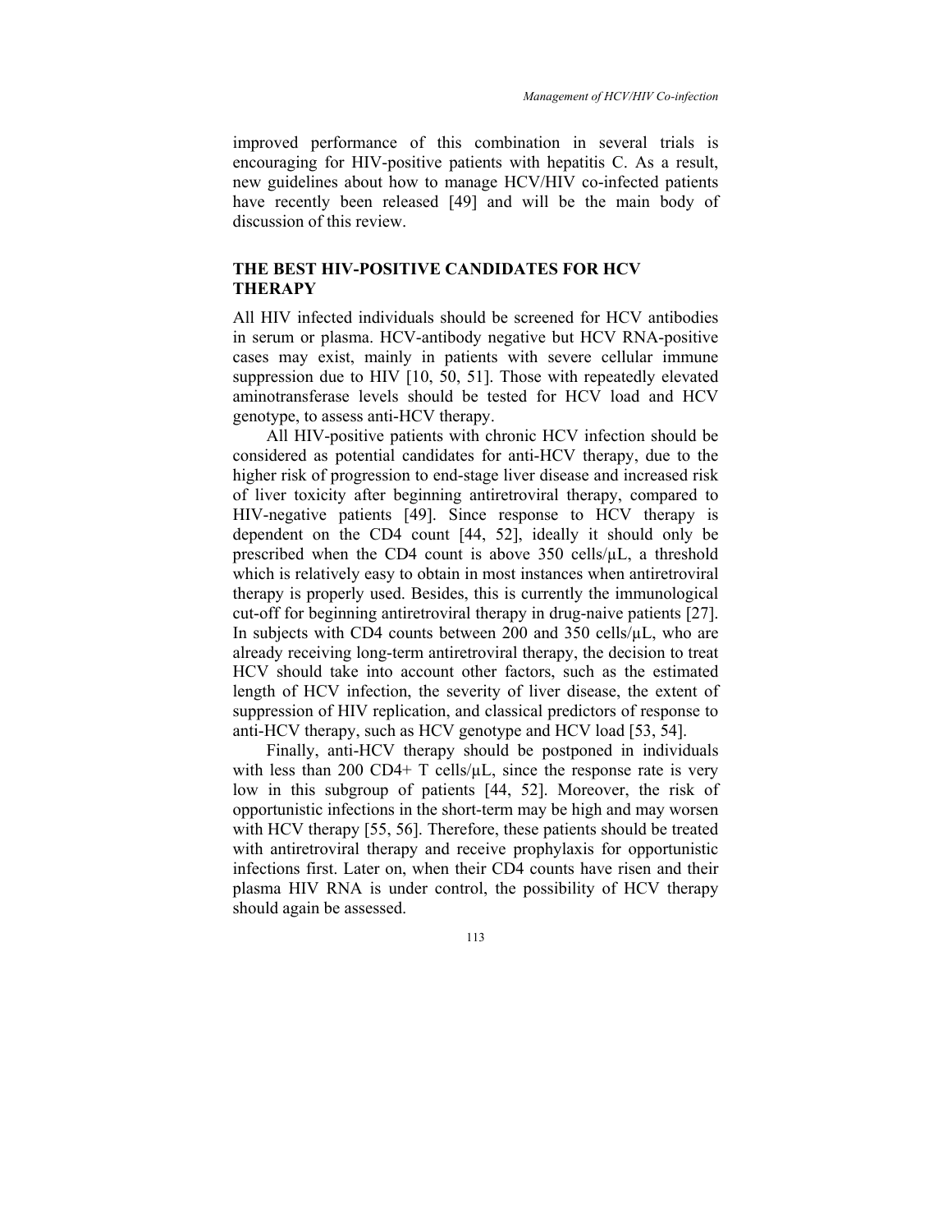improved performance of this combination in several trials is encouraging for HIV-positive patients with hepatitis C. As a result, new guidelines about how to manage HCV/HIV co-infected patients have recently been released [49] and will be the main body of discussion of this review.

## THE BEST HIV-POSITIVE CANDIDATES FOR HCV THERAPY

All HIV infected individuals should be screened for HCV antibodies in serum or plasma. HCV-antibody negative but HCV RNA-positive cases may exist, mainly in patients with severe cellular immune suppression due to HIV [10, 50, 51]. Those with repeatedly elevated aminotransferase levels should be tested for HCV load and HCV genotype, to assess anti-HCV therapy.

All HIV-positive patients with chronic HCV infection should be considered as potential candidates for anti-HCV therapy, due to the higher risk of progression to end-stage liver disease and increased risk of liver toxicity after beginning antiretroviral therapy, compared to HIV-negative patients [49]. Since response to HCV therapy is dependent on the CD4 count [44, 52], ideally it should only be prescribed when the CD4 count is above 350 cells/μL, a threshold which is relatively easy to obtain in most instances when antiretroviral therapy is properly used. Besides, this is currently the immunological cut-off for beginning antiretroviral therapy in drug-naive patients [27]. In subjects with CD4 counts between 200 and 350 cells/μL, who are already receiving long-term antiretroviral therapy, the decision to treat HCV should take into account other factors, such as the estimated length of HCV infection, the severity of liver disease, the extent of suppression of HIV replication, and classical predictors of response to anti-HCV therapy, such as HCV genotype and HCV load [53, 54].

Finally, anti-HCV therapy should be postponed in individuals with less than 200 CD4+ T cells/μL, since the response rate is very low in this subgroup of patients [44, 52]. Moreover, the risk of opportunistic infections in the short-term may be high and may worsen with HCV therapy [55, 56]. Therefore, these patients should be treated with antiretroviral therapy and receive prophylaxis for opportunistic infections first. Later on, when their CD4 counts have risen and their plasma HIV RNA is under control, the possibility of HCV therapy should again be assessed.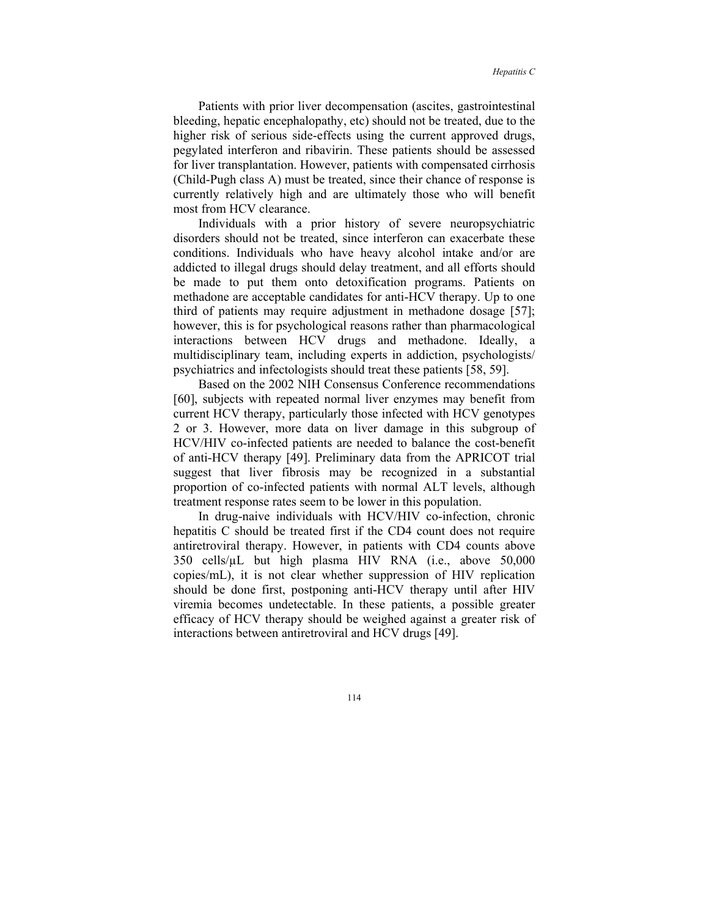Patients with prior liver decompensation (ascites, gastrointestinal bleeding, hepatic encephalopathy, etc) should not be treated, due to the higher risk of serious side-effects using the current approved drugs, pegylated interferon and ribavirin. These patients should be assessed for liver transplantation. However, patients with compensated cirrhosis (Child-Pugh class A) must be treated, since their chance of response is currently relatively high and are ultimately those who will benefit most from HCV clearance.

Individuals with a prior history of severe neuropsychiatric disorders should not be treated, since interferon can exacerbate these conditions. Individuals who have heavy alcohol intake and/or are addicted to illegal drugs should delay treatment, and all efforts should be made to put them onto detoxification programs. Patients on methadone are acceptable candidates for anti-HCV therapy. Up to one third of patients may require adjustment in methadone dosage [57]; however, this is for psychological reasons rather than pharmacological interactions between HCV drugs and methadone. Ideally, a multidisciplinary team, including experts in addiction, psychologists/ psychiatrics and infectologists should treat these patients [58, 59].

Based on the 2002 NIH Consensus Conference recommendations [60], subjects with repeated normal liver enzymes may benefit from current HCV therapy, particularly those infected with HCV genotypes 2 or 3. However, more data on liver damage in this subgroup of HCV/HIV co-infected patients are needed to balance the cost-benefit of anti-HCV therapy [49]. Preliminary data from the APRICOT trial suggest that liver fibrosis may be recognized in a substantial proportion of co-infected patients with normal ALT levels, although treatment response rates seem to be lower in this population.

In drug-naive individuals with HCV/HIV co-infection, chronic hepatitis C should be treated first if the CD4 count does not require antiretroviral therapy. However, in patients with CD4 counts above 350 cells/μL but high plasma HIV RNA (i.e., above 50,000 copies/mL), it is not clear whether suppression of HIV replication should be done first, postponing anti-HCV therapy until after HIV viremia becomes undetectable. In these patients, a possible greater efficacy of HCV therapy should be weighed against a greater risk of interactions between antiretroviral and HCV drugs [49].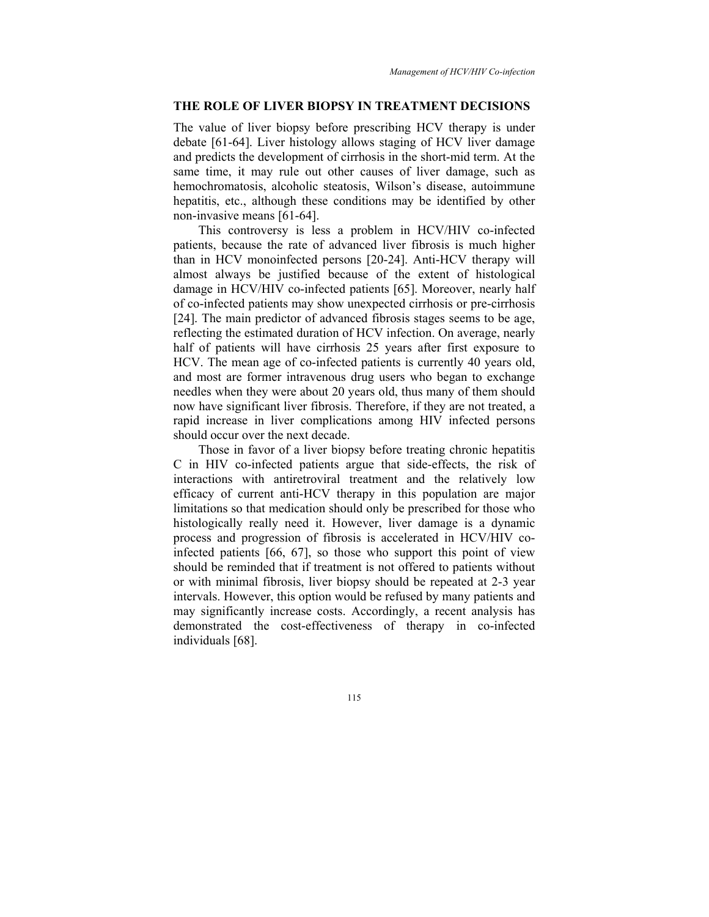## THE ROLE OF LIVER BIOPSY IN TREATMENT DECISIONS

The value of liver biopsy before prescribing HCV therapy is under debate [61-64]. Liver histology allows staging of HCV liver damage and predicts the development of cirrhosis in the short-mid term. At the same time, it may rule out other causes of liver damage, such as hemochromatosis, alcoholic steatosis, Wilson's disease, autoimmune hepatitis, etc., although these conditions may be identified by other non-invasive means [61-64].

This controversy is less a problem in HCV/HIV co-infected patients, because the rate of advanced liver fibrosis is much higher than in HCV monoinfected persons [20-24]. Anti-HCV therapy will almost always be justified because of the extent of histological damage in HCV/HIV co-infected patients [65]. Moreover, nearly half of co-infected patients may show unexpected cirrhosis or pre-cirrhosis [24]. The main predictor of advanced fibrosis stages seems to be age, reflecting the estimated duration of HCV infection. On average, nearly half of patients will have cirrhosis 25 years after first exposure to HCV. The mean age of co-infected patients is currently 40 years old, and most are former intravenous drug users who began to exchange needles when they were about 20 years old, thus many of them should now have significant liver fibrosis. Therefore, if they are not treated, a rapid increase in liver complications among HIV infected persons should occur over the next decade.

Those in favor of a liver biopsy before treating chronic hepatitis C in HIV co-infected patients argue that side-effects, the risk of interactions with antiretroviral treatment and the relatively low efficacy of current anti-HCV therapy in this population are major limitations so that medication should only be prescribed for those who histologically really need it. However, liver damage is a dynamic process and progression of fibrosis is accelerated in HCV/HIV co-infected patients [66, 67], so those who support this point of view should be reminded that if treatment is not offered to patients without or with minimal fibrosis, liver biopsy should be repeated at 2-3 year intervals. However, this option would be refused by many patients and may significantly increase costs. Accordingly, a recent analysis has demonstrated the cost-effectiveness of therapy in co-infected individuals [68].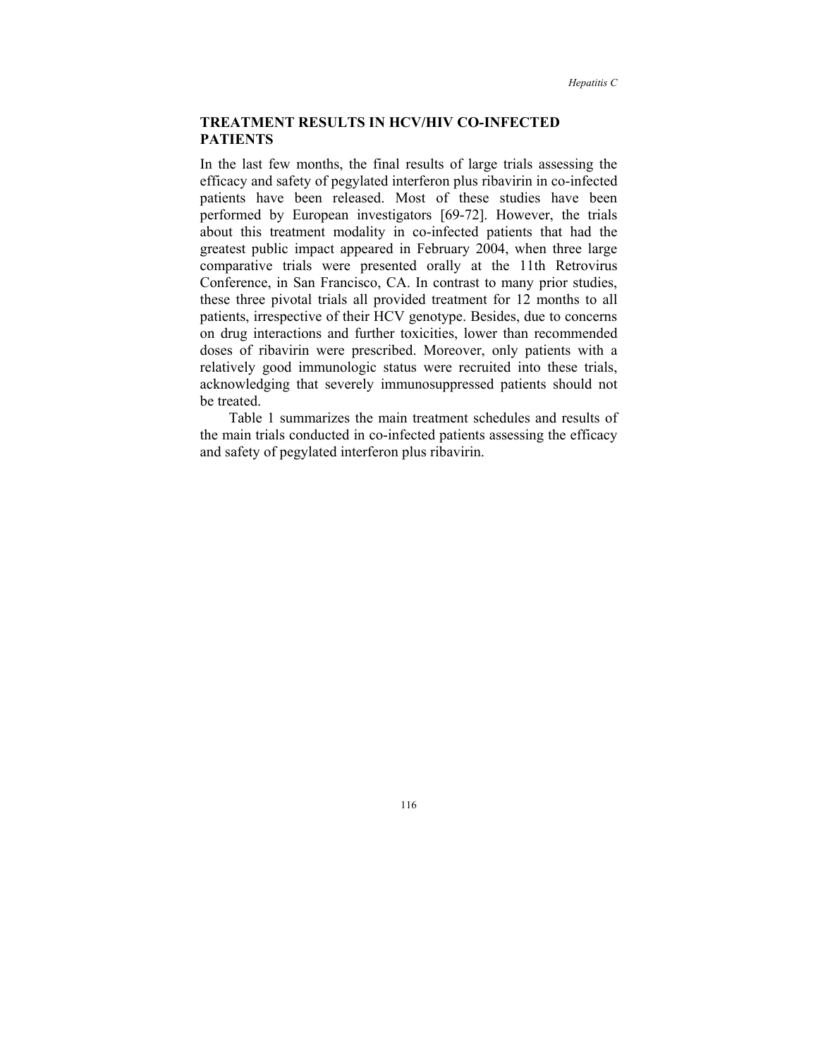## TREATMENT RESULTS IN HCV/HIV CO-INFECTED PATIENTS

In the last few months, the final results of large trials assessing the efficacy and safety of pegylated interferon plus ribavirin in co-infected patients have been released. Most of these studies have been performed by European investigators [69-72]. However, the trials about this treatment modality in co-infected patients that had the greatest public impact appeared in February 2004, when three large comparative trials were presented orally at the 11th Retrovirus Conference, in San Francisco, CA. In contrast to many prior studies, these three pivotal trials all provided treatment for 12 months to all patients, irrespective of their HCV genotype. Besides, due to concerns on drug interactions and further toxicities, lower than recommended doses of ribavirin were prescribed. Moreover, only patients with a relatively good immunologic status were recruited into these trials, acknowledging that severely immunosuppressed patients should not be treated.

Table 1 summarizes the main treatment schedules and results of the main trials conducted in co-infected patients assessing the efficacy and safety of pegylated interferon plus ribavirin.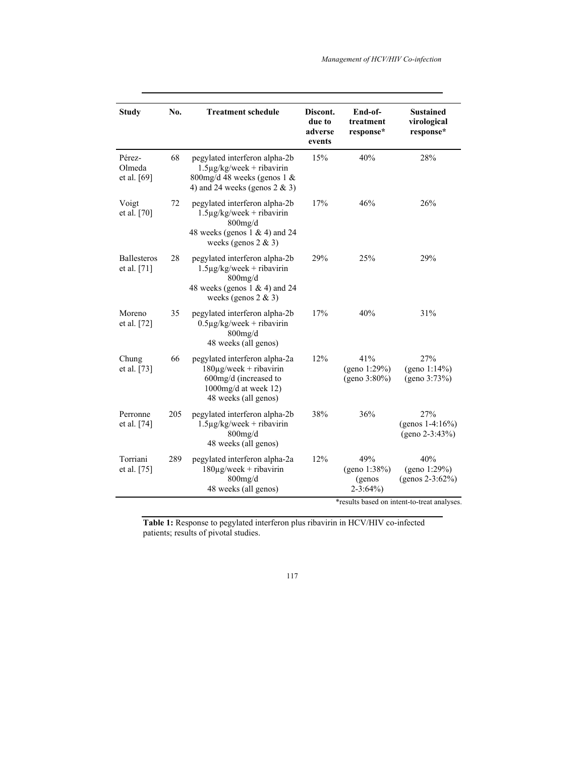| Study | No. | Treatment schedule | Discont. due to adverse events | End-of-treatment response* | Sustained virological response* |
|---|---|---|---|---|---|
| Pérez-Olmeda et al. [69] | 68 | pegylated interferon alpha-2b 1.5µg/kg/week + ribavirin 800mg/d 48 weeks (genos 1 & 4) and 24 weeks (genos 2 & 3) | 15% | 40% | 28% |
| Voigt et al. [70] | 72 | pegylated interferon alpha-2b 1.5µg/kg/week + ribavirin 800mg/d 48 weeks (genos 1 & 4) and 24 weeks (genos 2 & 3) | 17% | 46% | 26% |
| Ballesteros et al. [71] | 28 | pegylated interferon alpha-2b 1.5µg/kg/week + ribavirin 800mg/d 48 weeks (genos 1 & 4) and 24 weeks (genos 2 & 3) | 29% | 25% | 29% |
| Moreno et al. [72] | 35 | pegylated interferon alpha-2b 0.5µg/kg/week + ribavirin 800mg/d 48 weeks (all genos) | 17% | 40% | 31% |
| Chung et al. [73] | 66 | pegylated interferon alpha-2a 180µg/week + ribavirin 600mg/d (increased to 1000mg/d at week 12) 48 weeks (all genos) | 12% | 41% (geno 1:29%) (geno 3:80%) | 27% (geno 1:14%) (geno 3:73%) |
| Perronne et al. [74] | 205 | pegylated interferon alpha-2b 1.5µg/kg/week + ribavirin 800mg/d 48 weeks (all genos) | 38% | 36% | 27% (genos 1-4:16%) (geno 2-3:43%) |
| Torriani et al. [75] | 289 | pegylated interferon alpha-2a 180µg/week + ribavirin 800mg/d 48 weeks (all genos) | 12% | 49% (geno 1:38%) (genos 2-3:64%) | 40% (geno 1:29%) (genos 2-3:62%) |

*results based on intent-to-treat analyses.

**Table 1:** Response to pegylated interferon plus ribavirin in HCV/HIV co-infected patients; results of pivotal studies.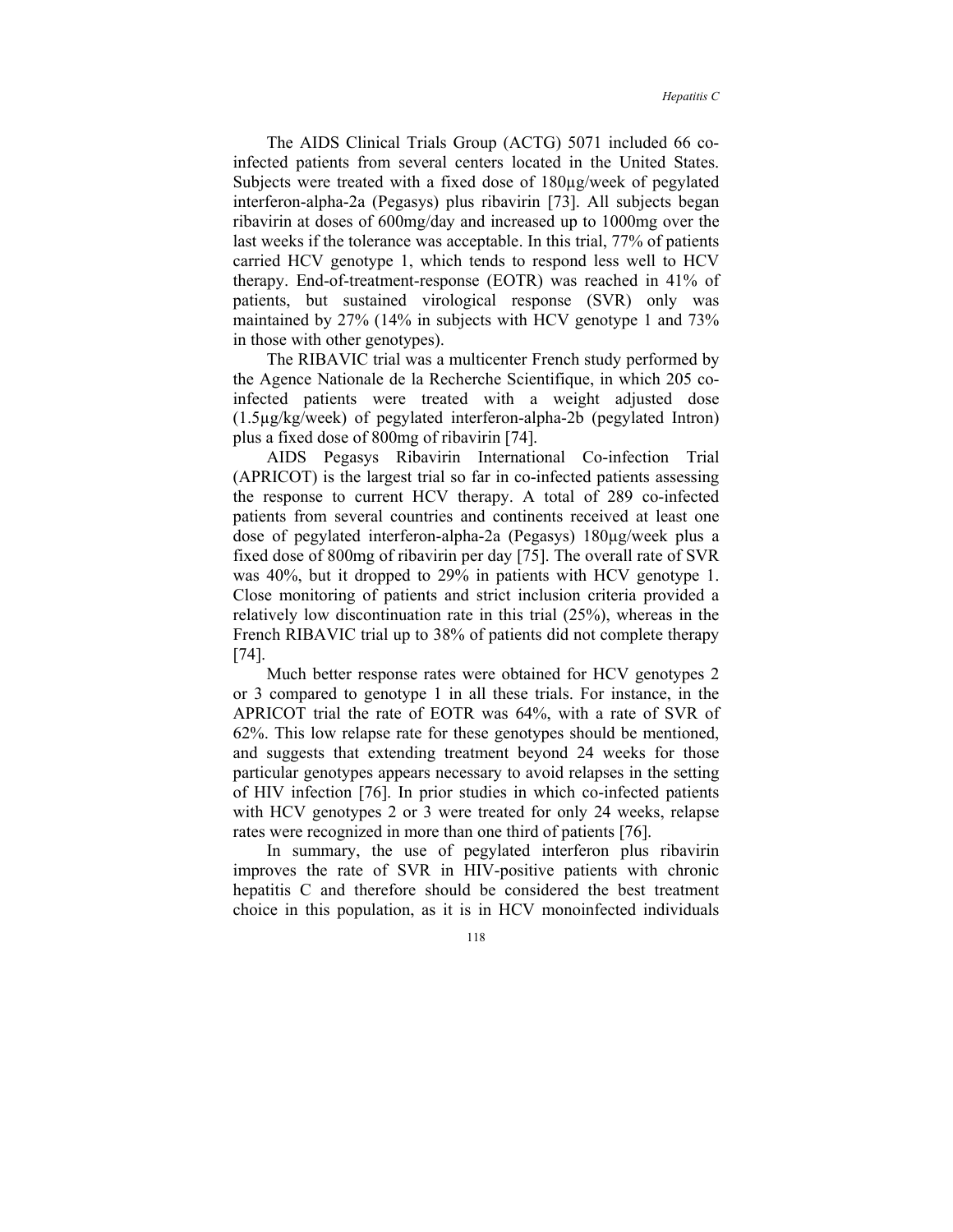The AIDS Clinical Trials Group (ACTG) 5071 included 66 co-infected patients from several centers located in the United States. Subjects were treated with a fixed dose of 180µg/week of pegylated interferon-alpha-2a (Pegasys) plus ribavirin [73]. All subjects began ribavirin at doses of 600mg/day and increased up to 1000mg over the last weeks if the tolerance was acceptable. In this trial, 77% of patients carried HCV genotype 1, which tends to respond less well to HCV therapy. End-of-treatment-response (EOTR) was reached in 41% of patients, but sustained virological response (SVR) only was maintained by 27% (14% in subjects with HCV genotype 1 and 73% in those with other genotypes).

The RIBAVIC trial was a multicenter French study performed by the Agence Nationale de la Recherche Scientifique, in which 205 co-infected patients were treated with a weight adjusted dose (1.5µg/kg/week) of pegylated interferon-alpha-2b (pegylated Intron) plus a fixed dose of 800mg of ribavirin [74].

AIDS Pegasys Ribavirin International Co-infection Trial (APRICOT) is the largest trial so far in co-infected patients assessing the response to current HCV therapy. A total of 289 co-infected patients from several countries and continents received at least one dose of pegylated interferon-alpha-2a (Pegasys) 180µg/week plus a fixed dose of 800mg of ribavirin per day [75]. The overall rate of SVR was 40%, but it dropped to 29% in patients with HCV genotype 1. Close monitoring of patients and strict inclusion criteria provided a relatively low discontinuation rate in this trial (25%), whereas in the French RIBAVIC trial up to 38% of patients did not complete therapy [74].

Much better response rates were obtained for HCV genotypes 2 or 3 compared to genotype 1 in all these trials. For instance, in the APRICOT trial the rate of EOTR was 64%, with a rate of SVR of 62%. This low relapse rate for these genotypes should be mentioned, and suggests that extending treatment beyond 24 weeks for those particular genotypes appears necessary to avoid relapses in the setting of HIV infection [76]. In prior studies in which co-infected patients with HCV genotypes 2 or 3 were treated for only 24 weeks, relapse rates were recognized in more than one third of patients [76].

In summary, the use of pegylated interferon plus ribavirin improves the rate of SVR in HIV-positive patients with chronic hepatitis C and therefore should be considered the best treatment choice in this population, as it is in HCV monoinfected individuals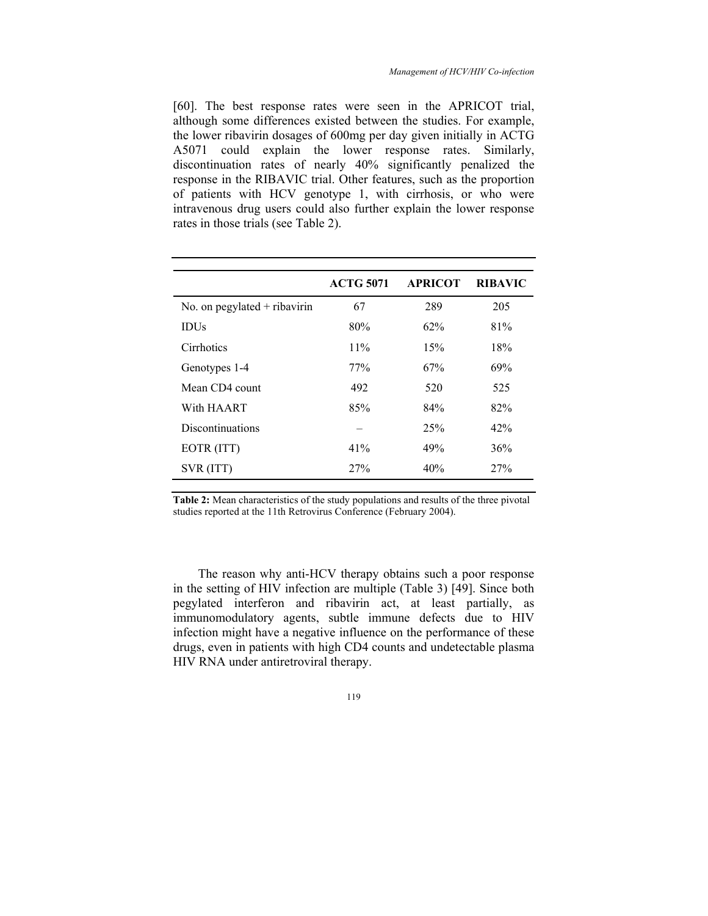[60]. The best response rates were seen in the APRICOT trial, although some differences existed between the studies. For example, the lower ribavirin dosages of 600mg per day given initially in ACTG A5071 could explain the lower response rates. Similarly, discontinuation rates of nearly 40% significantly penalized the response in the RIBAVIC trial. Other features, such as the proportion of patients with HCV genotype 1, with cirrhosis, or who were intravenous drug users could also further explain the lower response rates in those trials (see Table 2).

| | ACTG 5071 | APRICOT | RIBAVIC |
|---|---|---|---|
| No. on pegylated + ribavirin | 67 | 289 | 205 |
| IDUs | 80% | 62% | 81% |
| Cirrhotics | 11% | 15% | 18% |
| Genotypes 1-4 | 77% | 67% | 69% |
| Mean CD4 count | 492 | 520 | 525 |
| With HAART | 85% | 84% | 82% |
| Discontinuations | – | 25% | 42% |
| EOTR (ITT) | 41% | 49% | 36% |
| SVR (ITT) | 27% | 40% | 27% |

**Table 2:** Mean characteristics of the study populations and results of the three pivotal studies reported at the 11th Retrovirus Conference (February 2004).

The reason why anti-HCV therapy obtains such a poor response in the setting of HIV infection are multiple (Table 3) [49]. Since both pegylated interferon and ribavirin act, at least partially, as immunomodulatory agents, subtle immune defects due to HIV infection might have a negative influence on the performance of these drugs, even in patients with high CD4 counts and undetectable plasma HIV RNA under antiretroviral therapy.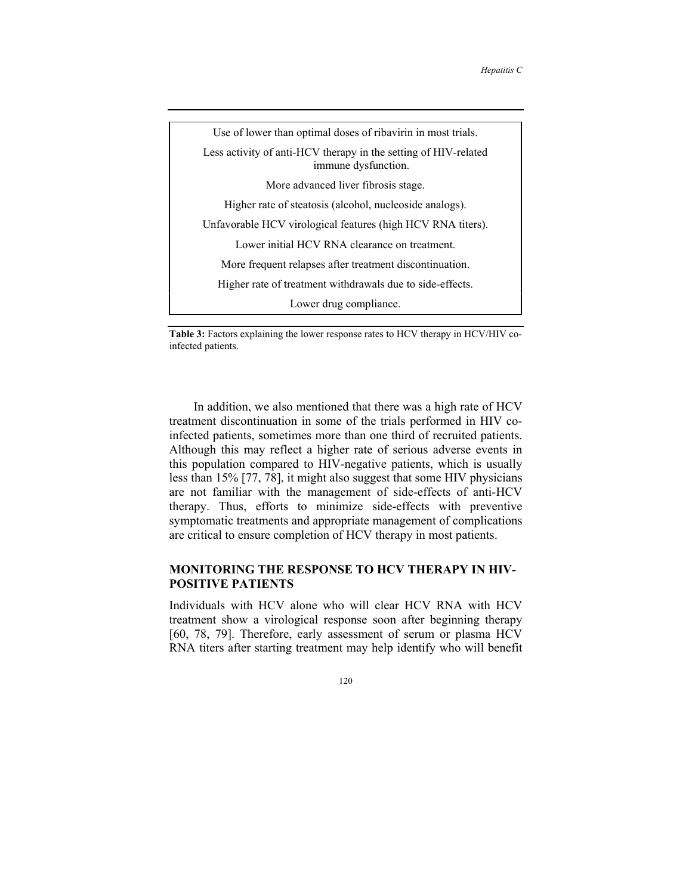| Use of lower than optimal doses of ribavirin in most trials. |
|---|
| Less activity of anti-HCV therapy in the setting of HIV-related immune dysfunction. |
| More advanced liver fibrosis stage. |
| Higher rate of steatosis (alcohol, nucleoside analogs). |
| Unfavorable HCV virological features (high HCV RNA titers). |
| Lower initial HCV RNA clearance on treatment. |
| More frequent relapses after treatment discontinuation. |
| Higher rate of treatment withdrawals due to side-effects. |
| Lower drug compliance. |

**Table 3:** Factors explaining the lower response rates to HCV therapy in HCV/HIV co-infected patients.

In addition, we also mentioned that there was a high rate of HCV treatment discontinuation in some of the trials performed in HIV co-infected patients, sometimes more than one third of recruited patients. Although this may reflect a higher rate of serious adverse events in this population compared to HIV-negative patients, which is usually less than 15% [77, 78], it might also suggest that some HIV physicians are not familiar with the management of side-effects of anti-HCV therapy. Thus, efforts to minimize side-effects with preventive symptomatic treatments and appropriate management of complications are critical to ensure completion of HCV therapy in most patients.

## MONITORING THE RESPONSE TO HCV THERAPY IN HIV-POSITIVE PATIENTS

Individuals with HCV alone who will clear HCV RNA with HCV treatment show a virological response soon after beginning therapy [60, 78, 79]. Therefore, early assessment of serum or plasma HCV RNA titers after starting treatment may help identify who will benefit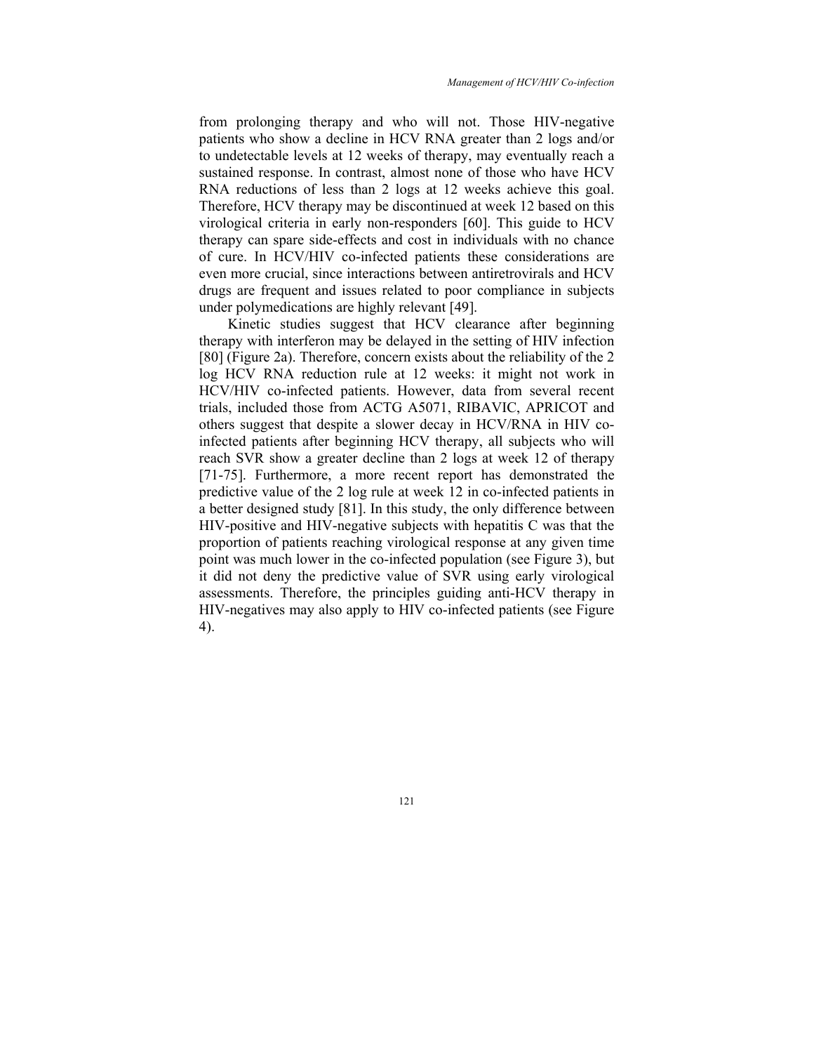from prolonging therapy and who will not. Those HIV-negative patients who show a decline in HCV RNA greater than 2 logs and/or to undetectable levels at 12 weeks of therapy, may eventually reach a sustained response. In contrast, almost none of those who have HCV RNA reductions of less than 2 logs at 12 weeks achieve this goal. Therefore, HCV therapy may be discontinued at week 12 based on this virological criteria in early non-responders [60]. This guide to HCV therapy can spare side-effects and cost in individuals with no chance of cure. In HCV/HIV co-infected patients these considerations are even more crucial, since interactions between antiretrovirals and HCV drugs are frequent and issues related to poor compliance in subjects under polymedications are highly relevant [49].

Kinetic studies suggest that HCV clearance after beginning therapy with interferon may be delayed in the setting of HIV infection [80] (Figure 2a). Therefore, concern exists about the reliability of the 2 log HCV RNA reduction rule at 12 weeks: it might not work in HCV/HIV co-infected patients. However, data from several recent trials, included those from ACTG A5071, RIBAVIC, APRICOT and others suggest that despite a slower decay in HCV/RNA in HIV co-infected patients after beginning HCV therapy, all subjects who will reach SVR show a greater decline than 2 logs at week 12 of therapy [71-75]. Furthermore, a more recent report has demonstrated the predictive value of the 2 log rule at week 12 in co-infected patients in a better designed study [81]. In this study, the only difference between HIV-positive and HIV-negative subjects with hepatitis C was that the proportion of patients reaching virological response at any given time point was much lower in the co-infected population (see Figure 3), but it did not deny the predictive value of SVR using early virological assessments. Therefore, the principles guiding anti-HCV therapy in HIV-negatives may also apply to HIV co-infected patients (see Figure 4).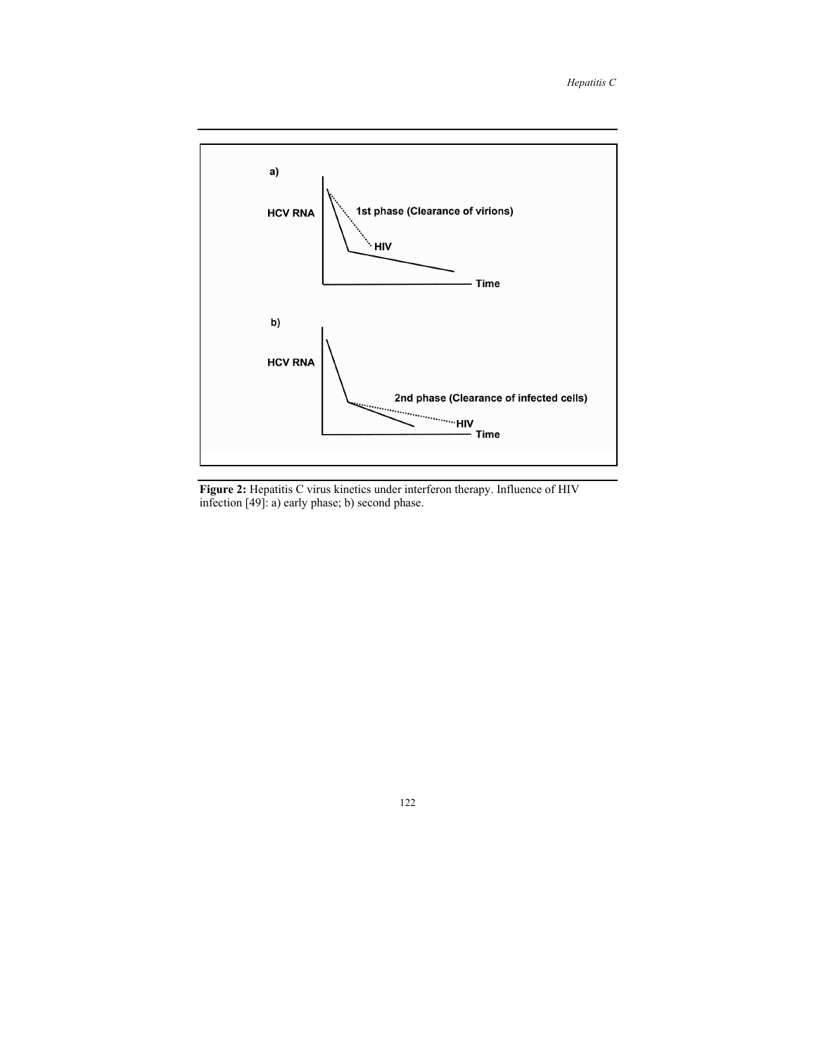**Figure 2:** Hepatitis C virus kinetics under interferon therapy. Influence of HIV infection [49]: a) early phase; b) second phase.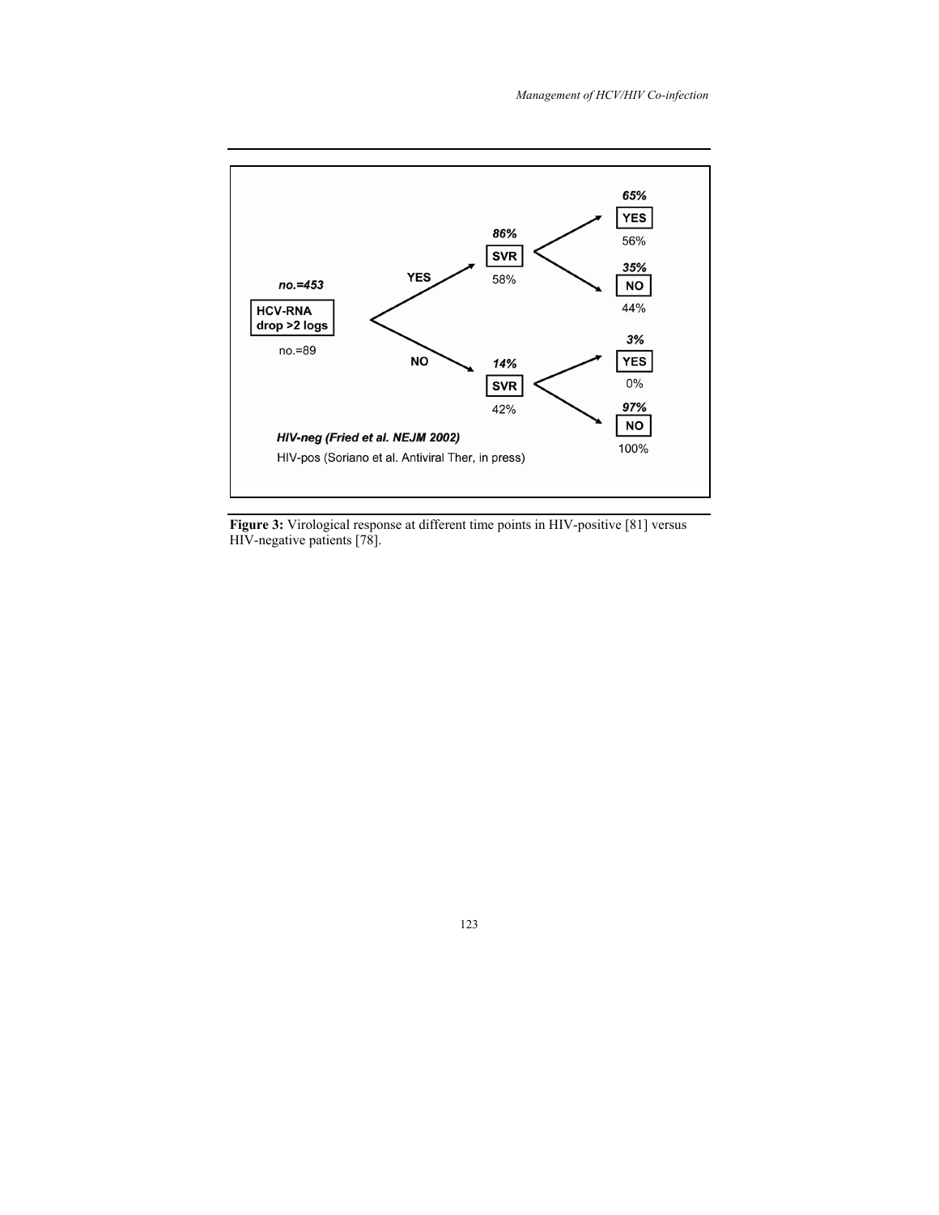| | | | | | |
|---|---|---|---|---|---|
| ***no.=453*** | | ***86%*** | | ***65%*** | |
| **HCV-RNA drop >2 logs** | **YES** | **SVR** | | **YES** | |
| no.=89 | | 58% | | 56% | |
| | | | | ***35%*** | |
| | | | | **NO** | |
| | | | | 44% | |
| | | ***14%*** | | ***3%*** | |
| | **NO** | **SVR** | | **YES** | |
| | | 42% | | 0% | |
| | | | | ***97%*** | |
| | | | | **NO** | |
| | | | | 100% | |

***HIV-neg (Fried et al. NEJM 2002)***

HIV-pos (Soriano et al. Antiviral Ther, in press)

**Figure 3:** Virological response at different time points in HIV-positive [81] versus HIV-negative patients [78].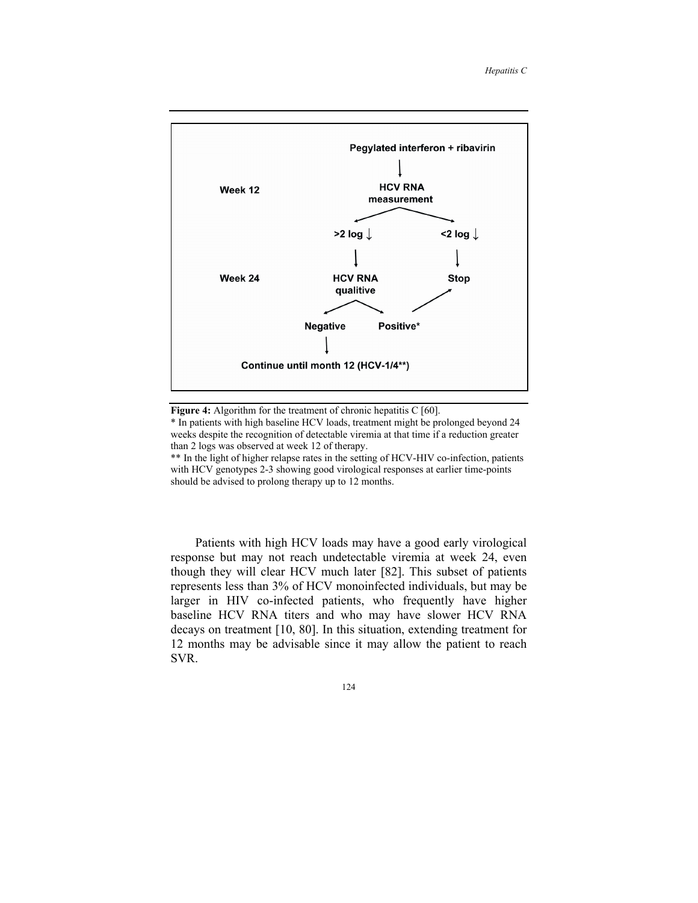Pegylated interferon + ribavirin

Week 12 — HCV RNA measurement

- >2 log ↓ → Week 24: HCV RNA qualitive
  - Negative → Continue until month 12 (HCV-1/4**)
  - Positive* → Stop
- <2 log ↓ → Stop

**Figure 4:** Algorithm for the treatment of chronic hepatitis C [60].

* In patients with high baseline HCV loads, treatment might be prolonged beyond 24 weeks despite the recognition of detectable viremia at that time if a reduction greater than 2 logs was observed at week 12 of therapy.

** In the light of higher relapse rates in the setting of HCV-HIV co-infection, patients with HCV genotypes 2-3 showing good virological responses at earlier time-points should be advised to prolong therapy up to 12 months.

Patients with high HCV loads may have a good early virological response but may not reach undetectable viremia at week 24, even though they will clear HCV much later [82]. This subset of patients represents less than 3% of HCV monoinfected individuals, but may be larger in HIV co-infected patients, who frequently have higher baseline HCV RNA titers and who may have slower HCV RNA decays on treatment [10, 80]. In this situation, extending treatment for 12 months may be advisable since it may allow the patient to reach SVR.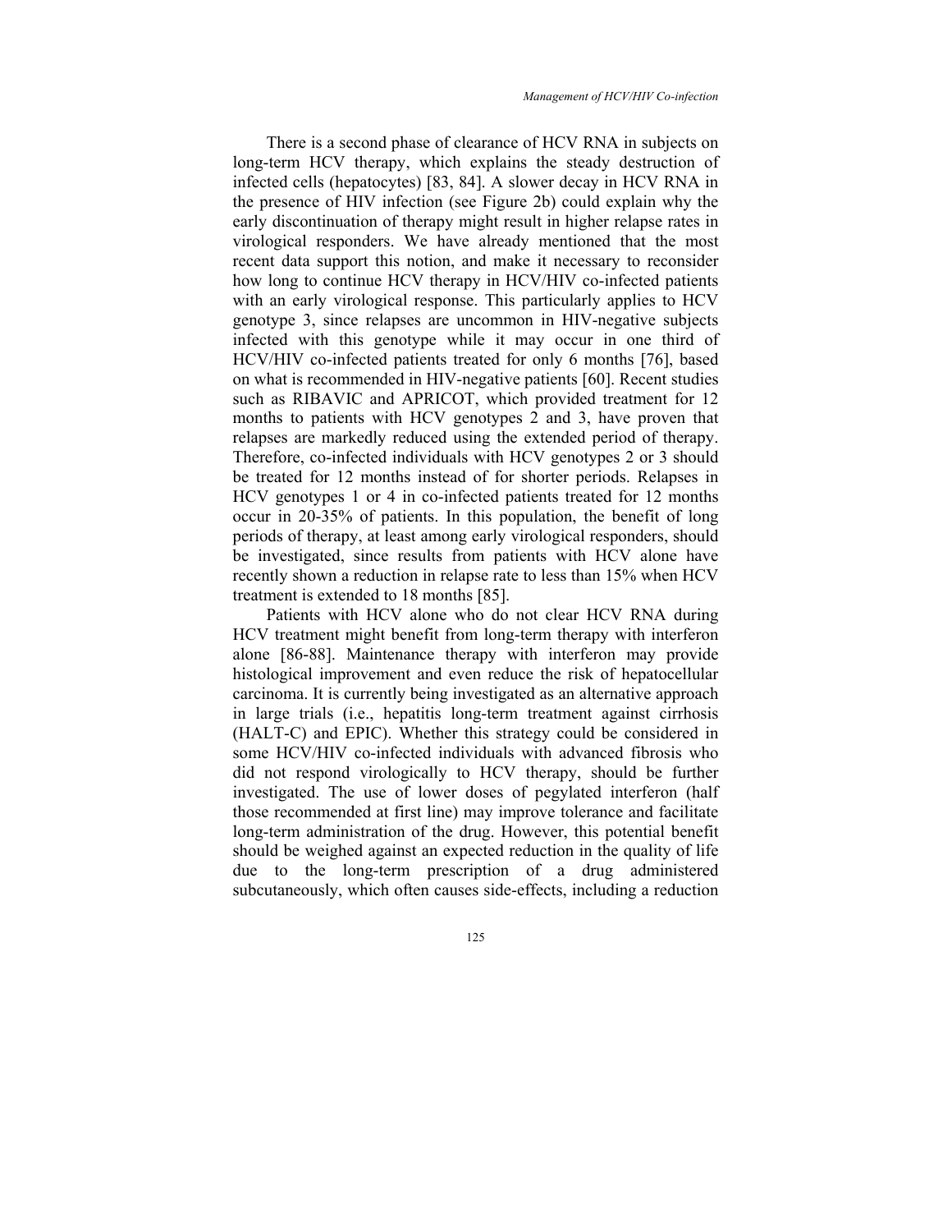There is a second phase of clearance of HCV RNA in subjects on long-term HCV therapy, which explains the steady destruction of infected cells (hepatocytes) [83, 84]. A slower decay in HCV RNA in the presence of HIV infection (see Figure 2b) could explain why the early discontinuation of therapy might result in higher relapse rates in virological responders. We have already mentioned that the most recent data support this notion, and make it necessary to reconsider how long to continue HCV therapy in HCV/HIV co-infected patients with an early virological response. This particularly applies to HCV genotype 3, since relapses are uncommon in HIV-negative subjects infected with this genotype while it may occur in one third of HCV/HIV co-infected patients treated for only 6 months [76], based on what is recommended in HIV-negative patients [60]. Recent studies such as RIBAVIC and APRICOT, which provided treatment for 12 months to patients with HCV genotypes 2 and 3, have proven that relapses are markedly reduced using the extended period of therapy. Therefore, co-infected individuals with HCV genotypes 2 or 3 should be treated for 12 months instead of for shorter periods. Relapses in HCV genotypes 1 or 4 in co-infected patients treated for 12 months occur in 20-35% of patients. In this population, the benefit of long periods of therapy, at least among early virological responders, should be investigated, since results from patients with HCV alone have recently shown a reduction in relapse rate to less than 15% when HCV treatment is extended to 18 months [85].

Patients with HCV alone who do not clear HCV RNA during HCV treatment might benefit from long-term therapy with interferon alone [86-88]. Maintenance therapy with interferon may provide histological improvement and even reduce the risk of hepatocellular carcinoma. It is currently being investigated as an alternative approach in large trials (i.e., hepatitis long-term treatment against cirrhosis (HALT-C) and EPIC). Whether this strategy could be considered in some HCV/HIV co-infected individuals with advanced fibrosis who did not respond virologically to HCV therapy, should be further investigated. The use of lower doses of pegylated interferon (half those recommended at first line) may improve tolerance and facilitate long-term administration of the drug. However, this potential benefit should be weighed against an expected reduction in the quality of life due to the long-term prescription of a drug administered subcutaneously, which often causes side-effects, including a reduction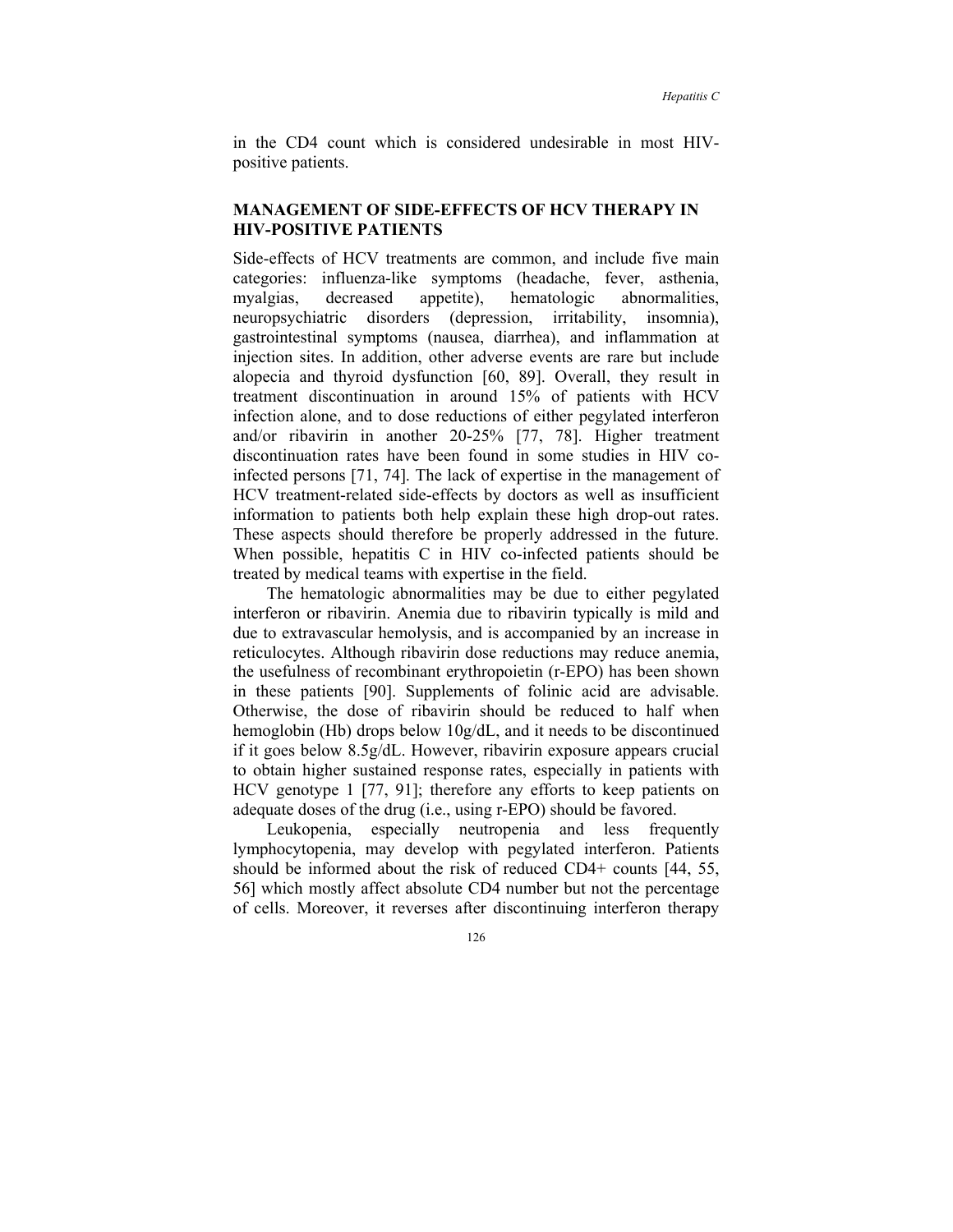in the CD4 count which is considered undesirable in most HIV-positive patients.

## MANAGEMENT OF SIDE-EFFECTS OF HCV THERAPY IN HIV-POSITIVE PATIENTS

Side-effects of HCV treatments are common, and include five main categories: influenza-like symptoms (headache, fever, asthenia, myalgias, decreased appetite), hematologic abnormalities, neuropsychiatric disorders (depression, irritability, insomnia), gastrointestinal symptoms (nausea, diarrhea), and inflammation at injection sites. In addition, other adverse events are rare but include alopecia and thyroid dysfunction [60, 89]. Overall, they result in treatment discontinuation in around 15% of patients with HCV infection alone, and to dose reductions of either pegylated interferon and/or ribavirin in another 20-25% [77, 78]. Higher treatment discontinuation rates have been found in some studies in HIV co-infected persons [71, 74]. The lack of expertise in the management of HCV treatment-related side-effects by doctors as well as insufficient information to patients both help explain these high drop-out rates. These aspects should therefore be properly addressed in the future. When possible, hepatitis C in HIV co-infected patients should be treated by medical teams with expertise in the field.

The hematologic abnormalities may be due to either pegylated interferon or ribavirin. Anemia due to ribavirin typically is mild and due to extravascular hemolysis, and is accompanied by an increase in reticulocytes. Although ribavirin dose reductions may reduce anemia, the usefulness of recombinant erythropoietin (r-EPO) has been shown in these patients [90]. Supplements of folinic acid are advisable. Otherwise, the dose of ribavirin should be reduced to half when hemoglobin (Hb) drops below 10g/dL, and it needs to be discontinued if it goes below 8.5g/dL. However, ribavirin exposure appears crucial to obtain higher sustained response rates, especially in patients with HCV genotype 1 [77, 91]; therefore any efforts to keep patients on adequate doses of the drug (i.e., using r-EPO) should be favored.

Leukopenia, especially neutropenia and less frequently lymphocytopenia, may develop with pegylated interferon. Patients should be informed about the risk of reduced CD4+ counts [44, 55, 56] which mostly affect absolute CD4 number but not the percentage of cells. Moreover, it reverses after discontinuing interferon therapy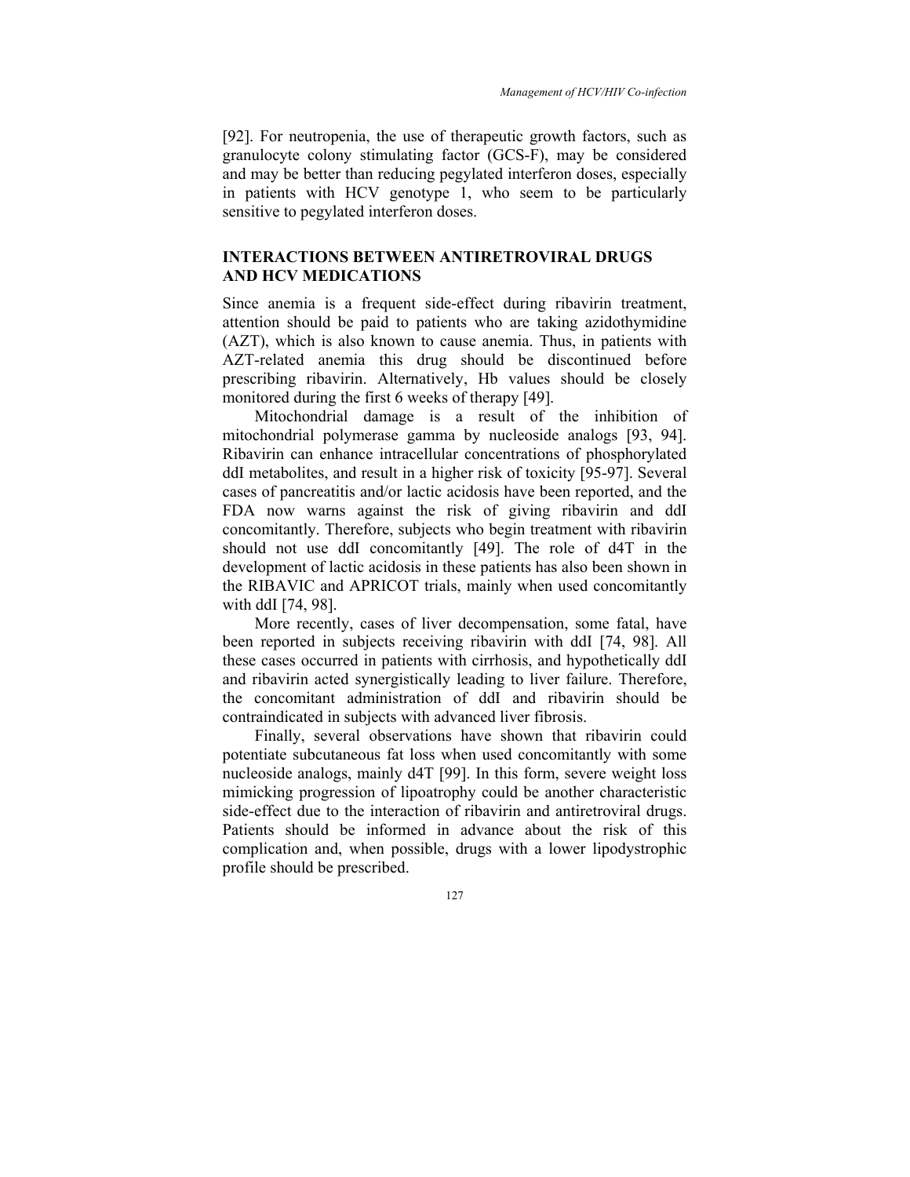[92]. For neutropenia, the use of therapeutic growth factors, such as granulocyte colony stimulating factor (GCS-F), may be considered and may be better than reducing pegylated interferon doses, especially in patients with HCV genotype 1, who seem to be particularly sensitive to pegylated interferon doses.

## INTERACTIONS BETWEEN ANTIRETROVIRAL DRUGS AND HCV MEDICATIONS

Since anemia is a frequent side-effect during ribavirin treatment, attention should be paid to patients who are taking azidothymidine (AZT), which is also known to cause anemia. Thus, in patients with AZT-related anemia this drug should be discontinued before prescribing ribavirin. Alternatively, Hb values should be closely monitored during the first 6 weeks of therapy [49].

Mitochondrial damage is a result of the inhibition of mitochondrial polymerase gamma by nucleoside analogs [93, 94]. Ribavirin can enhance intracellular concentrations of phosphorylated ddI metabolites, and result in a higher risk of toxicity [95-97]. Several cases of pancreatitis and/or lactic acidosis have been reported, and the FDA now warns against the risk of giving ribavirin and ddI concomitantly. Therefore, subjects who begin treatment with ribavirin should not use ddI concomitantly [49]. The role of d4T in the development of lactic acidosis in these patients has also been shown in the RIBAVIC and APRICOT trials, mainly when used concomitantly with ddI [74, 98].

More recently, cases of liver decompensation, some fatal, have been reported in subjects receiving ribavirin with ddI [74, 98]. All these cases occurred in patients with cirrhosis, and hypothetically ddI and ribavirin acted synergistically leading to liver failure. Therefore, the concomitant administration of ddI and ribavirin should be contraindicated in subjects with advanced liver fibrosis.

Finally, several observations have shown that ribavirin could potentiate subcutaneous fat loss when used concomitantly with some nucleoside analogs, mainly d4T [99]. In this form, severe weight loss mimicking progression of lipoatrophy could be another characteristic side-effect due to the interaction of ribavirin and antiretroviral drugs. Patients should be informed in advance about the risk of this complication and, when possible, drugs with a lower lipodystrophic profile should be prescribed.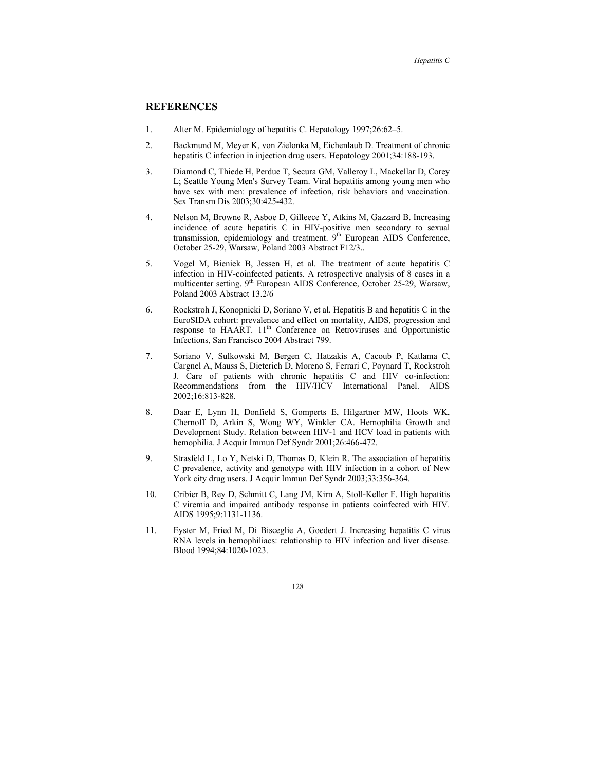## REFERENCES

1. Alter M. Epidemiology of hepatitis C. Hepatology 1997;26:62–5.
2. Backmund M, Meyer K, von Zielonka M, Eichenlaub D. Treatment of chronic hepatitis C infection in injection drug users. Hepatology 2001;34:188-193.
3. Diamond C, Thiede H, Perdue T, Secura GM, Valleroy L, Mackellar D, Corey L; Seattle Young Men's Survey Team. Viral hepatitis among young men who have sex with men: prevalence of infection, risk behaviors and vaccination. Sex Transm Dis 2003;30:425-432.
4. Nelson M, Browne R, Asboe D, Gilleece Y, Atkins M, Gazzard B. Increasing incidence of acute hepatitis C in HIV-positive men secondary to sexual transmission, epidemiology and treatment. 9th European AIDS Conference, October 25-29, Warsaw, Poland 2003 Abstract F12/3..
5. Vogel M, Bieniek B, Jessen H, et al. The treatment of acute hepatitis C infection in HIV-coinfected patients. A retrospective analysis of 8 cases in a multicenter setting. 9th European AIDS Conference, October 25-29, Warsaw, Poland 2003 Abstract 13.2/6
6. Rockstroh J, Konopnicki D, Soriano V, et al. Hepatitis B and hepatitis C in the EuroSIDA cohort: prevalence and effect on mortality, AIDS, progression and response to HAART. 11th Conference on Retroviruses and Opportunistic Infections, San Francisco 2004 Abstract 799.
7. Soriano V, Sulkowski M, Bergen C, Hatzakis A, Cacoub P, Katlama C, Cargnel A, Mauss S, Dieterich D, Moreno S, Ferrari C, Poynard T, Rockstroh J. Care of patients with chronic hepatitis C and HIV co-infection: Recommendations from the HIV/HCV International Panel. AIDS 2002;16:813-828.
8. Daar E, Lynn H, Donfield S, Gomperts E, Hilgartner MW, Hoots WK, Chernoff D, Arkin S, Wong WY, Winkler CA. Hemophilia Growth and Development Study. Relation between HIV-1 and HCV load in patients with hemophilia. J Acquir Immun Def Syndr 2001;26:466-472.
9. Strasfeld L, Lo Y, Netski D, Thomas D, Klein R. The association of hepatitis C prevalence, activity and genotype with HIV infection in a cohort of New York city drug users. J Acquir Immun Def Syndr 2003;33:356-364.
10. Cribier B, Rey D, Schmitt C, Lang JM, Kirn A, Stoll-Keller F. High hepatitis C viremia and impaired antibody response in patients coinfected with HIV. AIDS 1995;9:1131-1136.
11. Eyster M, Fried M, Di Bisceglie A, Goedert J. Increasing hepatitis C virus RNA levels in hemophiliacs: relationship to HIV infection and liver disease. Blood 1994;84:1020-1023.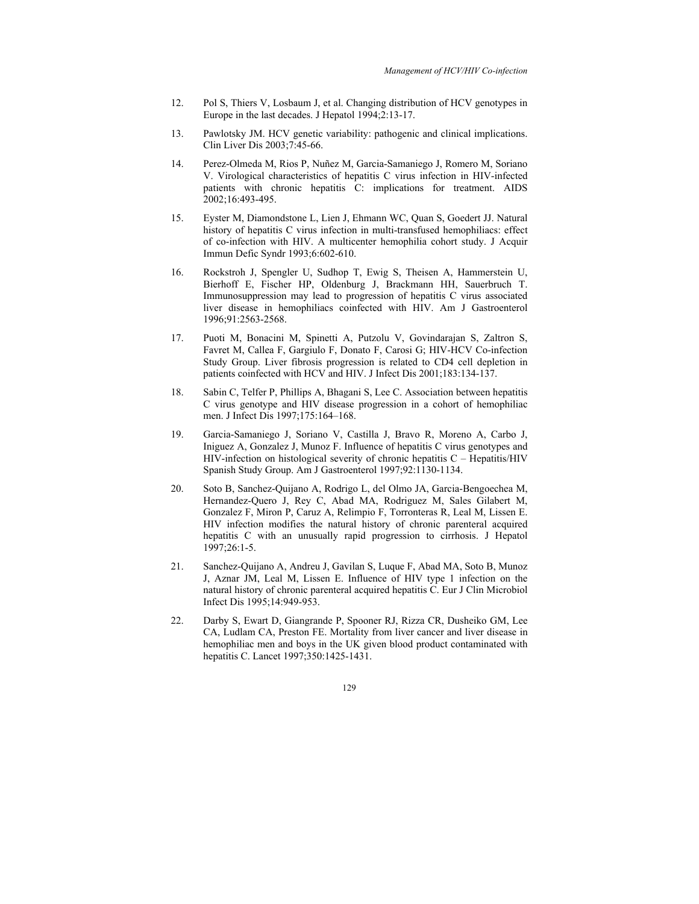12. Pol S, Thiers V, Losbaum J, et al. Changing distribution of HCV genotypes in Europe in the last decades. J Hepatol 1994;2:13-17.

13. Pawlotsky JM. HCV genetic variability: pathogenic and clinical implications. Clin Liver Dis 2003;7:45-66.

14. Perez-Olmeda M, Rios P, Nuñez M, Garcia-Samaniego J, Romero M, Soriano V. Virological characteristics of hepatitis C virus infection in HIV-infected patients with chronic hepatitis C: implications for treatment. AIDS 2002;16:493-495.

15. Eyster M, Diamondstone L, Lien J, Ehmann WC, Quan S, Goedert JJ. Natural history of hepatitis C virus infection in multi-transfused hemophiliacs: effect of co-infection with HIV. A multicenter hemophilia cohort study. J Acquir Immun Defic Syndr 1993;6:602-610.

16. Rockstroh J, Spengler U, Sudhop T, Ewig S, Theisen A, Hammerstein U, Bierhoff E, Fischer HP, Oldenburg J, Brackmann HH, Sauerbruch T. Immunosuppression may lead to progression of hepatitis C virus associated liver disease in hemophiliacs coinfected with HIV. Am J Gastroenterol 1996;91:2563-2568.

17. Puoti M, Bonacini M, Spinetti A, Putzolu V, Govindarajan S, Zaltron S, Favret M, Callea F, Gargiulo F, Donato F, Carosi G; HIV-HCV Co-infection Study Group. Liver fibrosis progression is related to CD4 cell depletion in patients coinfected with HCV and HIV. J Infect Dis 2001;183:134-137.

18. Sabin C, Telfer P, Phillips A, Bhagani S, Lee C. Association between hepatitis C virus genotype and HIV disease progression in a cohort of hemophiliac men. J Infect Dis 1997;175:164–168.

19. Garcia-Samaniego J, Soriano V, Castilla J, Bravo R, Moreno A, Carbo J, Iniguez A, Gonzalez J, Munoz F. Influence of hepatitis C virus genotypes and HIV-infection on histological severity of chronic hepatitis C – Hepatitis/HIV Spanish Study Group. Am J Gastroenterol 1997;92:1130-1134.

20. Soto B, Sanchez-Quijano A, Rodrigo L, del Olmo JA, Garcia-Bengoechea M, Hernandez-Quero J, Rey C, Abad MA, Rodriguez M, Sales Gilabert M, Gonzalez F, Miron P, Caruz A, Relimpio F, Torronteras R, Leal M, Lissen E. HIV infection modifies the natural history of chronic parenteral acquired hepatitis C with an unusually rapid progression to cirrhosis. J Hepatol 1997;26:1-5.

21. Sanchez-Quijano A, Andreu J, Gavilan S, Luque F, Abad MA, Soto B, Munoz J, Aznar JM, Leal M, Lissen E. Influence of HIV type 1 infection on the natural history of chronic parenteral acquired hepatitis C. Eur J Clin Microbiol Infect Dis 1995;14:949-953.

22. Darby S, Ewart D, Giangrande P, Spooner RJ, Rizza CR, Dusheiko GM, Lee CA, Ludlam CA, Preston FE. Mortality from liver cancer and liver disease in hemophiliac men and boys in the UK given blood product contaminated with hepatitis C. Lancet 1997;350:1425-1431.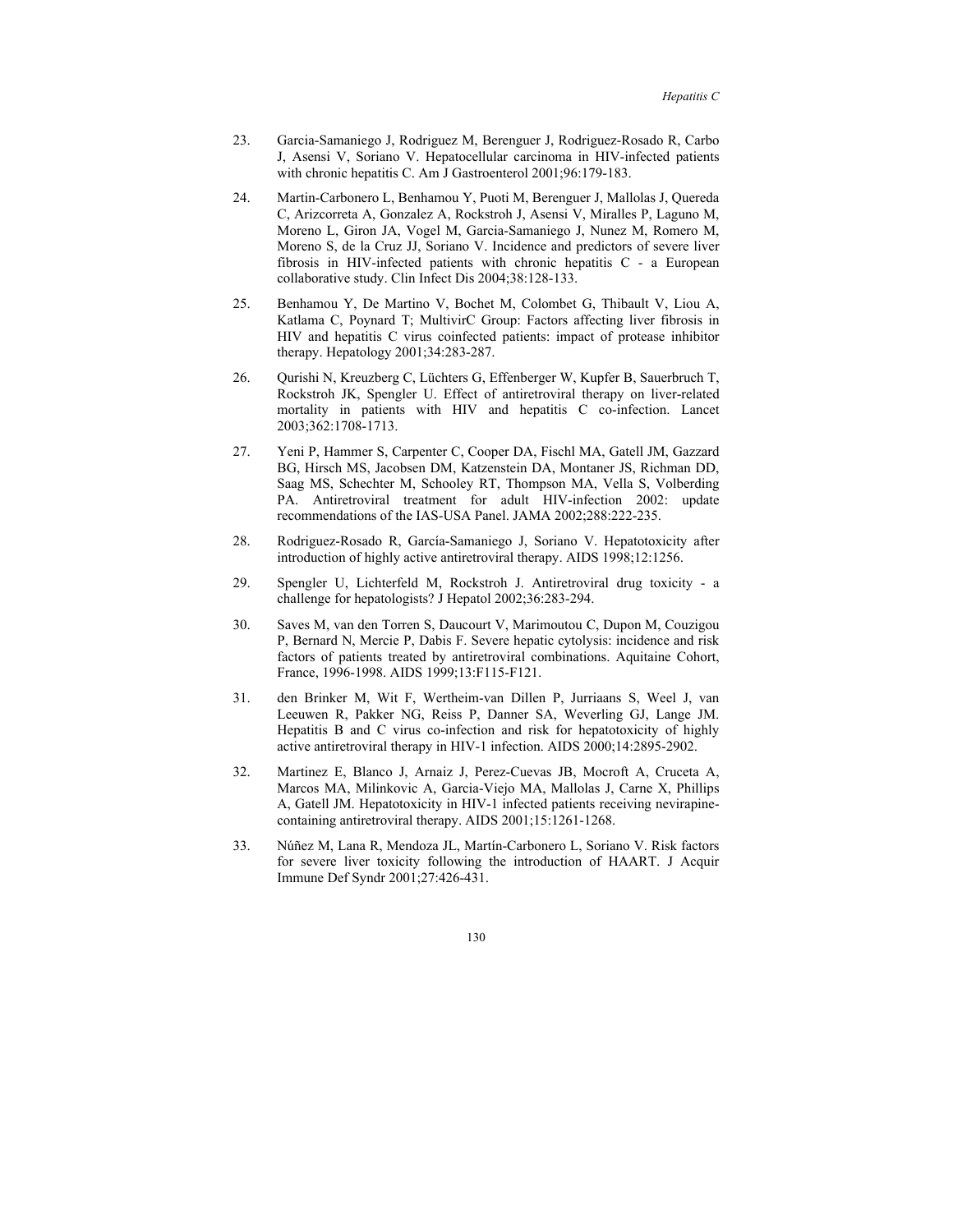23. Garcia-Samaniego J, Rodriguez M, Berenguer J, Rodriguez-Rosado R, Carbo J, Asensi V, Soriano V. Hepatocellular carcinoma in HIV-infected patients with chronic hepatitis C. Am J Gastroenterol 2001;96:179-183.

24. Martin-Carbonero L, Benhamou Y, Puoti M, Berenguer J, Mallolas J, Quereda C, Arizcorreta A, Gonzalez A, Rockstroh J, Asensi V, Miralles P, Laguno M, Moreno L, Giron JA, Vogel M, Garcia-Samaniego J, Nunez M, Romero M, Moreno S, de la Cruz JJ, Soriano V. Incidence and predictors of severe liver fibrosis in HIV-infected patients with chronic hepatitis C - a European collaborative study. Clin Infect Dis 2004;38:128-133.

25. Benhamou Y, De Martino V, Bochet M, Colombet G, Thibault V, Liou A, Katlama C, Poynard T; MultivirC Group: Factors affecting liver fibrosis in HIV and hepatitis C virus coinfected patients: impact of protease inhibitor therapy. Hepatology 2001;34:283-287.

26. Qurishi N, Kreuzberg C, Lüchters G, Effenberger W, Kupfer B, Sauerbruch T, Rockstroh JK, Spengler U. Effect of antiretroviral therapy on liver-related mortality in patients with HIV and hepatitis C co-infection. Lancet 2003;362:1708-1713.

27. Yeni P, Hammer S, Carpenter C, Cooper DA, Fischl MA, Gatell JM, Gazzard BG, Hirsch MS, Jacobsen DM, Katzenstein DA, Montaner JS, Richman DD, Saag MS, Schechter M, Schooley RT, Thompson MA, Vella S, Volberding PA. Antiretroviral treatment for adult HIV-infection 2002: update recommendations of the IAS-USA Panel. JAMA 2002;288:222-235.

28. Rodriguez-Rosado R, García-Samaniego J, Soriano V. Hepatotoxicity after introduction of highly active antiretroviral therapy. AIDS 1998;12:1256.

29. Spengler U, Lichterfeld M, Rockstroh J. Antiretroviral drug toxicity - a challenge for hepatologists? J Hepatol 2002;36:283-294.

30. Saves M, van den Torren S, Daucourt V, Marimoutou C, Dupon M, Couzigou P, Bernard N, Mercie P, Dabis F. Severe hepatic cytolysis: incidence and risk factors of patients treated by antiretroviral combinations. Aquitaine Cohort, France, 1996-1998. AIDS 1999;13:F115-F121.

31. den Brinker M, Wit F, Wertheim-van Dillen P, Jurriaans S, Weel J, van Leeuwen R, Pakker NG, Reiss P, Danner SA, Weverling GJ, Lange JM. Hepatitis B and C virus co-infection and risk for hepatotoxicity of highly active antiretroviral therapy in HIV-1 infection. AIDS 2000;14:2895-2902.

32. Martinez E, Blanco J, Arnaiz J, Perez-Cuevas JB, Mocroft A, Cruceta A, Marcos MA, Milinkovic A, Garcia-Viejo MA, Mallolas J, Carne X, Phillips A, Gatell JM. Hepatotoxicity in HIV-1 infected patients receiving nevirapine-containing antiretroviral therapy. AIDS 2001;15:1261-1268.

33. Núñez M, Lana R, Mendoza JL, Martín-Carbonero L, Soriano V. Risk factors for severe liver toxicity following the introduction of HAART. J Acquir Immune Def Syndr 2001;27:426-431.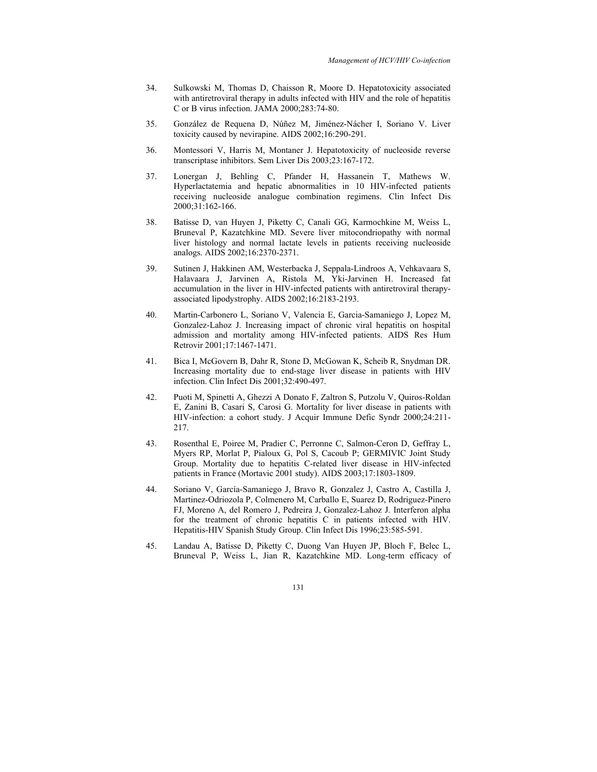34. Sulkowski M, Thomas D, Chaisson R, Moore D. Hepatotoxicity associated with antiretroviral therapy in adults infected with HIV and the role of hepatitis C or B virus infection. JAMA 2000;283:74-80.

35. González de Requena D, Núñez M, Jiménez-Nácher I, Soriano V. Liver toxicity caused by nevirapine. AIDS 2002;16:290-291.

36. Montessori V, Harris M, Montaner J. Hepatotoxicity of nucleoside reverse transcriptase inhibitors. Sem Liver Dis 2003;23:167-172.

37. Lonergan J, Behling C, Pfander H, Hassanein T, Mathews W. Hyperlactatemia and hepatic abnormalities in 10 HIV-infected patients receiving nucleoside analogue combination regimens. Clin Infect Dis 2000;31:162-166.

38. Batisse D, van Huyen J, Piketty C, Canali GG, Karmochkine M, Weiss L, Bruneval P, Kazatchkine MD. Severe liver mitocondriopathy with normal liver histology and normal lactate levels in patients receiving nucleoside analogs. AIDS 2002;16:2370-2371.

39. Sutinen J, Hakkinen AM, Westerbacka J, Seppala-Lindroos A, Vehkavaara S, Halavaara J, Jarvinen A, Ristola M, Yki-Jarvinen H. Increased fat accumulation in the liver in HIV-infected patients with antiretroviral therapy-associated lipodystrophy. AIDS 2002;16:2183-2193.

40. Martin-Carbonero L, Soriano V, Valencia E, Garcia-Samaniego J, Lopez M, Gonzalez-Lahoz J. Increasing impact of chronic viral hepatitis on hospital admission and mortality among HIV-infected patients. AIDS Res Hum Retrovir 2001;17:1467-1471.

41. Bica I, McGovern B, Dahr R, Stone D, McGowan K, Scheib R, Snydman DR. Increasing mortality due to end-stage liver disease in patients with HIV infection. Clin Infect Dis 2001;32:490-497.

42. Puoti M, Spinetti A, Ghezzi A Donato F, Zaltron S, Putzolu V, Quiros-Roldan E, Zanini B, Casari S, Carosi G. Mortality for liver disease in patients with HIV-infection: a cohort study. J Acquir Immune Defic Syndr 2000;24:211-217.

43. Rosenthal E, Poiree M, Pradier C, Perronne C, Salmon-Ceron D, Geffray L, Myers RP, Morlat P, Pialoux G, Pol S, Cacoub P; GERMIVIC Joint Study Group. Mortality due to hepatitis C-related liver disease in HIV-infected patients in France (Mortavic 2001 study). AIDS 2003;17:1803-1809.

44. Soriano V, García-Samaniego J, Bravo R, Gonzalez J, Castro A, Castilla J, Martinez-Odriozola P, Colmenero M, Carballo E, Suarez D, Rodriguez-Pinero FJ, Moreno A, del Romero J, Pedreira J, Gonzalez-Lahoz J. Interferon alpha for the treatment of chronic hepatitis C in patients infected with HIV. Hepatitis-HIV Spanish Study Group. Clin Infect Dis 1996;23:585-591.

45. Landau A, Batisse D, Piketty C, Duong Van Huyen JP, Bloch F, Belec L, Bruneval P, Weiss L, Jian R, Kazatchkine MD. Long-term efficacy of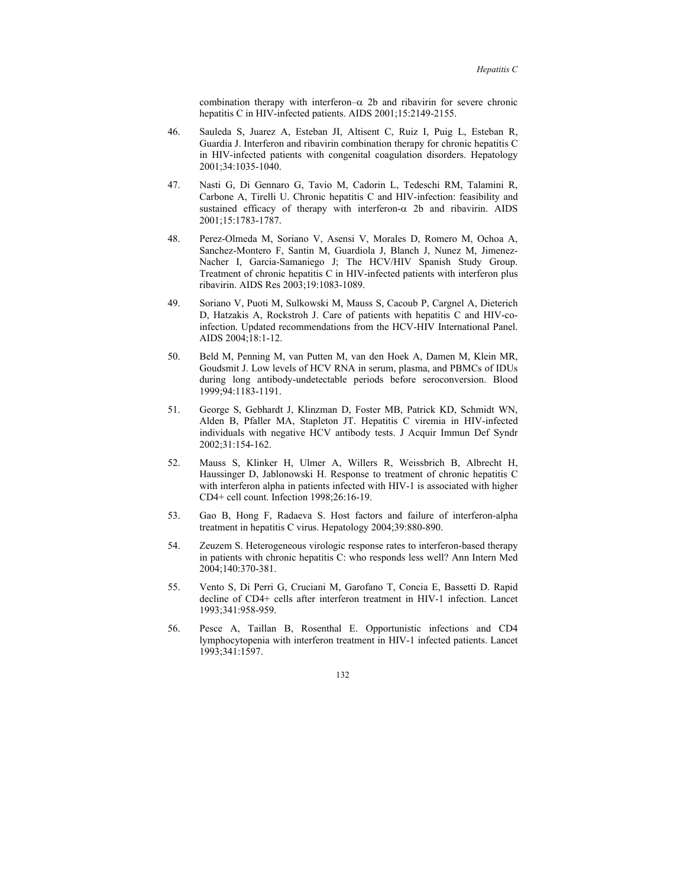combination therapy with interferon–$\alpha$ 2b and ribavirin for severe chronic hepatitis C in HIV-infected patients. AIDS 2001;15:2149-2155.

46. Sauleda S, Juarez A, Esteban JI, Altisent C, Ruiz I, Puig L, Esteban R, Guardia J. Interferon and ribavirin combination therapy for chronic hepatitis C in HIV-infected patients with congenital coagulation disorders. Hepatology 2001;34:1035-1040.

47. Nasti G, Di Gennaro G, Tavio M, Cadorin L, Tedeschi RM, Talamini R, Carbone A, Tirelli U. Chronic hepatitis C and HIV-infection: feasibility and sustained efficacy of therapy with interferon-$\alpha$ 2b and ribavirin. AIDS 2001;15:1783-1787.

48. Perez-Olmeda M, Soriano V, Asensi V, Morales D, Romero M, Ochoa A, Sanchez-Montero F, Santin M, Guardiola J, Blanch J, Nunez M, Jimenez-Nacher I, Garcia-Samaniego J; The HCV/HIV Spanish Study Group. Treatment of chronic hepatitis C in HIV-infected patients with interferon plus ribavirin. AIDS Res 2003;19:1083-1089.

49. Soriano V, Puoti M, Sulkowski M, Mauss S, Cacoub P, Cargnel A, Dieterich D, Hatzakis A, Rockstroh J. Care of patients with hepatitis C and HIV-co-infection. Updated recommendations from the HCV-HIV International Panel. AIDS 2004;18:1-12.

50. Beld M, Penning M, van Putten M, van den Hoek A, Damen M, Klein MR, Goudsmit J. Low levels of HCV RNA in serum, plasma, and PBMCs of IDUs during long antibody-undetectable periods before seroconversion. Blood 1999;94:1183-1191.

51. George S, Gebhardt J, Klinzman D, Foster MB, Patrick KD, Schmidt WN, Alden B, Pfaller MA, Stapleton JT. Hepatitis C viremia in HIV-infected individuals with negative HCV antibody tests. J Acquir Immun Def Syndr 2002;31:154-162.

52. Mauss S, Klinker H, Ulmer A, Willers R, Weissbrich B, Albrecht H, Haussinger D, Jablonowski H. Response to treatment of chronic hepatitis C with interferon alpha in patients infected with HIV-1 is associated with higher CD4+ cell count. Infection 1998;26:16-19.

53. Gao B, Hong F, Radaeva S. Host factors and failure of interferon-alpha treatment in hepatitis C virus. Hepatology 2004;39:880-890.

54. Zeuzem S. Heterogeneous virologic response rates to interferon-based therapy in patients with chronic hepatitis C: who responds less well? Ann Intern Med 2004;140:370-381.

55. Vento S, Di Perri G, Cruciani M, Garofano T, Concia E, Bassetti D. Rapid decline of CD4+ cells after interferon treatment in HIV-1 infection. Lancet 1993;341:958-959.

56. Pesce A, Taillan B, Rosenthal E. Opportunistic infections and CD4 lymphocytopenia with interferon treatment in HIV-1 infected patients. Lancet 1993;341:1597.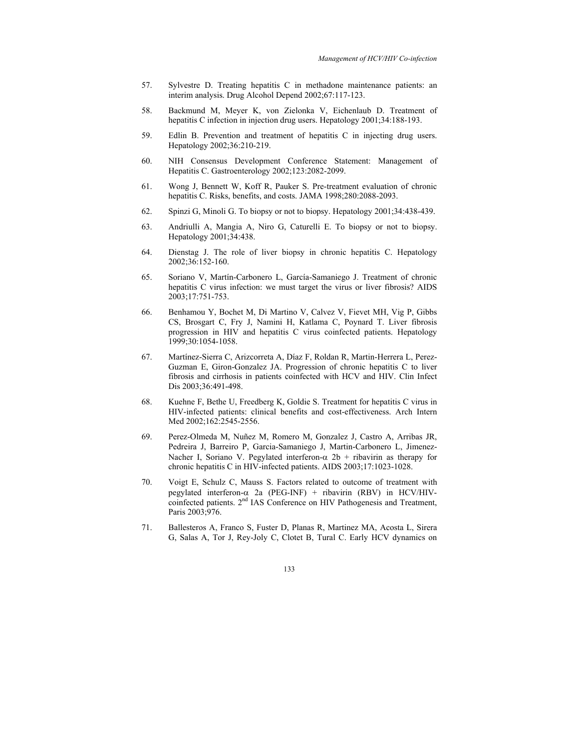57. Sylvestre D. Treating hepatitis C in methadone maintenance patients: an interim analysis. Drug Alcohol Depend 2002;67:117-123.

58. Backmund M, Meyer K, von Zielonka V, Eichenlaub D. Treatment of hepatitis C infection in injection drug users. Hepatology 2001;34:188-193.

59. Edlin B. Prevention and treatment of hepatitis C in injecting drug users. Hepatology 2002;36:210-219.

60. NIH Consensus Development Conference Statement: Management of Hepatitis C. Gastroenterology 2002;123:2082-2099.

61. Wong J, Bennett W, Koff R, Pauker S. Pre-treatment evaluation of chronic hepatitis C. Risks, benefits, and costs. JAMA 1998;280:2088-2093.

62. Spinzi G, Minoli G. To biopsy or not to biopsy. Hepatology 2001;34:438-439.

63. Andriulli A, Mangia A, Niro G, Caturelli E. To biopsy or not to biopsy. Hepatology 2001;34:438.

64. Dienstag J. The role of liver biopsy in chronic hepatitis C. Hepatology 2002;36:152-160.

65. Soriano V, Martín-Carbonero L, García-Samaniego J. Treatment of chronic hepatitis C virus infection: we must target the virus or liver fibrosis? AIDS 2003;17:751-753.

66. Benhamou Y, Bochet M, Di Martino V, Calvez V, Fievet MH, Vig P, Gibbs CS, Brosgart C, Fry J, Namini H, Katlama C, Poynard T. Liver fibrosis progression in HIV and hepatitis C virus coinfected patients. Hepatology 1999;30:1054-1058.

67. Martínez-Sierra C, Arizcorreta A, Díaz F, Roldan R, Martin-Herrera L, Perez-Guzman E, Giron-Gonzalez JA. Progression of chronic hepatitis C to liver fibrosis and cirrhosis in patients coinfected with HCV and HIV. Clin Infect Dis 2003;36:491-498.

68. Kuehne F, Bethe U, Freedberg K, Goldie S. Treatment for hepatitis C virus in HIV-infected patients: clinical benefits and cost-effectiveness. Arch Intern Med 2002;162:2545-2556.

69. Perez-Olmeda M, Nuñez M, Romero M, Gonzalez J, Castro A, Arribas JR, Pedreira J, Barreiro P, Garcia-Samaniego J, Martin-Carbonero L, Jimenez-Nacher I, Soriano V. Pegylated interferon-$\alpha$ 2b + ribavirin as therapy for chronic hepatitis C in HIV-infected patients. AIDS 2003;17:1023-1028.

70. Voigt E, Schulz C, Mauss S. Factors related to outcome of treatment with pegylated interferon-$\alpha$ 2a (PEG-INF) + ribavirin (RBV) in HCV/HIV-coinfected patients. 2nd IAS Conference on HIV Pathogenesis and Treatment, Paris 2003;976.

71. Ballesteros A, Franco S, Fuster D, Planas R, Martinez MA, Acosta L, Sirera G, Salas A, Tor J, Rey-Joly C, Clotet B, Tural C. Early HCV dynamics on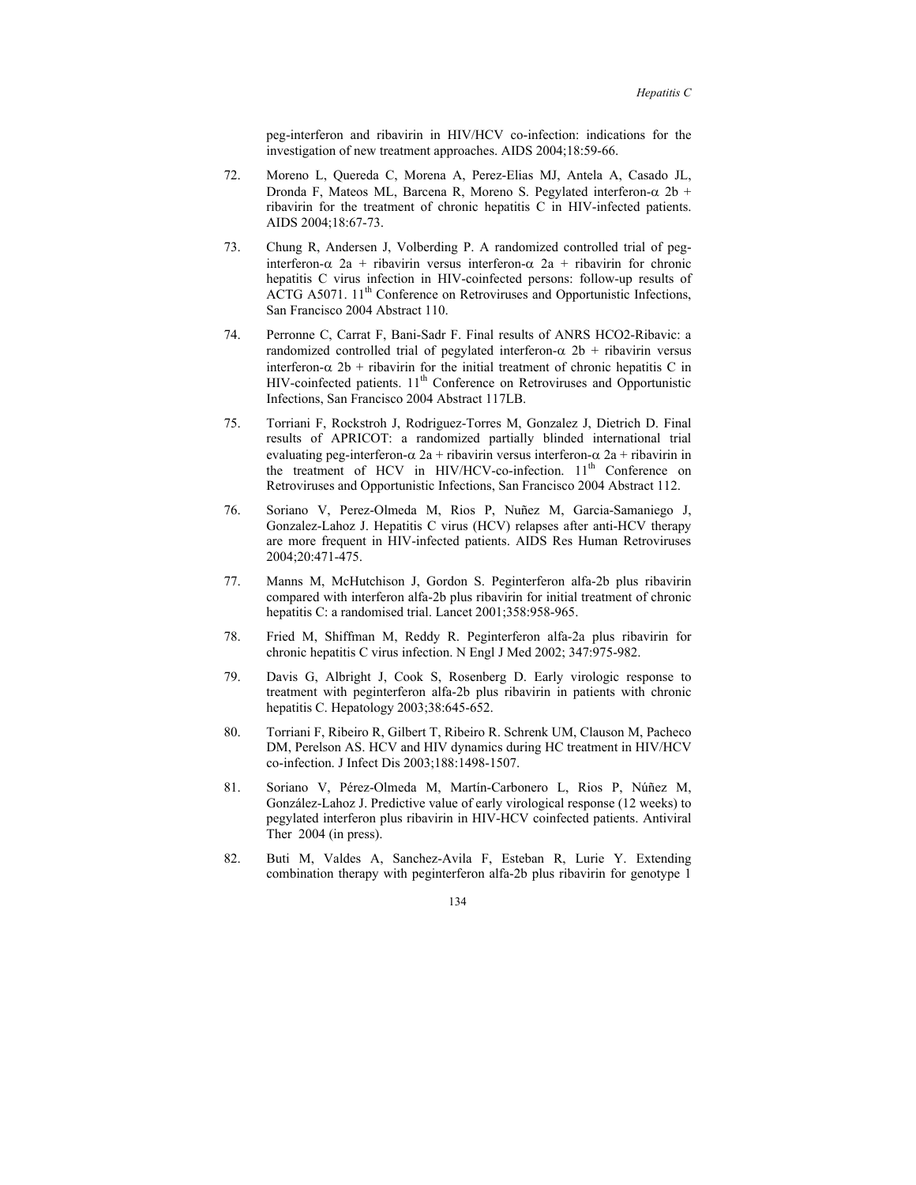peg-interferon and ribavirin in HIV/HCV co-infection: indications for the investigation of new treatment approaches. AIDS 2004;18:59-66.

72. Moreno L, Quereda C, Morena A, Perez-Elias MJ, Antela A, Casado JL, Dronda F, Mateos ML, Barcena R, Moreno S. Pegylated interferon-$\alpha$ 2b + ribavirin for the treatment of chronic hepatitis C in HIV-infected patients. AIDS 2004;18:67-73.

73. Chung R, Andersen J, Volberding P. A randomized controlled trial of peg-interferon-$\alpha$ 2a + ribavirin versus interferon-$\alpha$ 2a + ribavirin for chronic hepatitis C virus infection in HIV-coinfected persons: follow-up results of ACTG A5071. 11th Conference on Retroviruses and Opportunistic Infections, San Francisco 2004 Abstract 110.

74. Perronne C, Carrat F, Bani-Sadr F. Final results of ANRS HCO2-Ribavic: a randomized controlled trial of pegylated interferon-$\alpha$ 2b + ribavirin versus interferon-$\alpha$ 2b + ribavirin for the initial treatment of chronic hepatitis C in HIV-coinfected patients. 11th Conference on Retroviruses and Opportunistic Infections, San Francisco 2004 Abstract 117LB.

75. Torriani F, Rockstroh J, Rodriguez-Torres M, Gonzalez J, Dietrich D. Final results of APRICOT: a randomized partially blinded international trial evaluating peg-interferon-$\alpha$ 2a + ribavirin versus interferon-$\alpha$ 2a + ribavirin in the treatment of HCV in HIV/HCV-co-infection. 11th Conference on Retroviruses and Opportunistic Infections, San Francisco 2004 Abstract 112.

76. Soriano V, Perez-Olmeda M, Rios P, Nuñez M, Garcia-Samaniego J, Gonzalez-Lahoz J. Hepatitis C virus (HCV) relapses after anti-HCV therapy are more frequent in HIV-infected patients. AIDS Res Human Retroviruses 2004;20:471-475.

77. Manns M, McHutchison J, Gordon S. Peginterferon alfa-2b plus ribavirin compared with interferon alfa-2b plus ribavirin for initial treatment of chronic hepatitis C: a randomised trial. Lancet 2001;358:958-965.

78. Fried M, Shiffman M, Reddy R. Peginterferon alfa-2a plus ribavirin for chronic hepatitis C virus infection. N Engl J Med 2002; 347:975-982.

79. Davis G, Albright J, Cook S, Rosenberg D. Early virologic response to treatment with peginterferon alfa-2b plus ribavirin in patients with chronic hepatitis C. Hepatology 2003;38:645-652.

80. Torriani F, Ribeiro R, Gilbert T, Ribeiro R. Schrenk UM, Clauson M, Pacheco DM, Perelson AS. HCV and HIV dynamics during HC treatment in HIV/HCV co-infection. J Infect Dis 2003;188:1498-1507.

81. Soriano V, Pérez-Olmeda M, Martín-Carbonero L, Rios P, Núñez M, González-Lahoz J. Predictive value of early virological response (12 weeks) to pegylated interferon plus ribavirin in HIV-HCV coinfected patients. Antiviral Ther 2004 (in press).

82. Buti M, Valdes A, Sanchez-Avila F, Esteban R, Lurie Y. Extending combination therapy with peginterferon alfa-2b plus ribavirin for genotype 1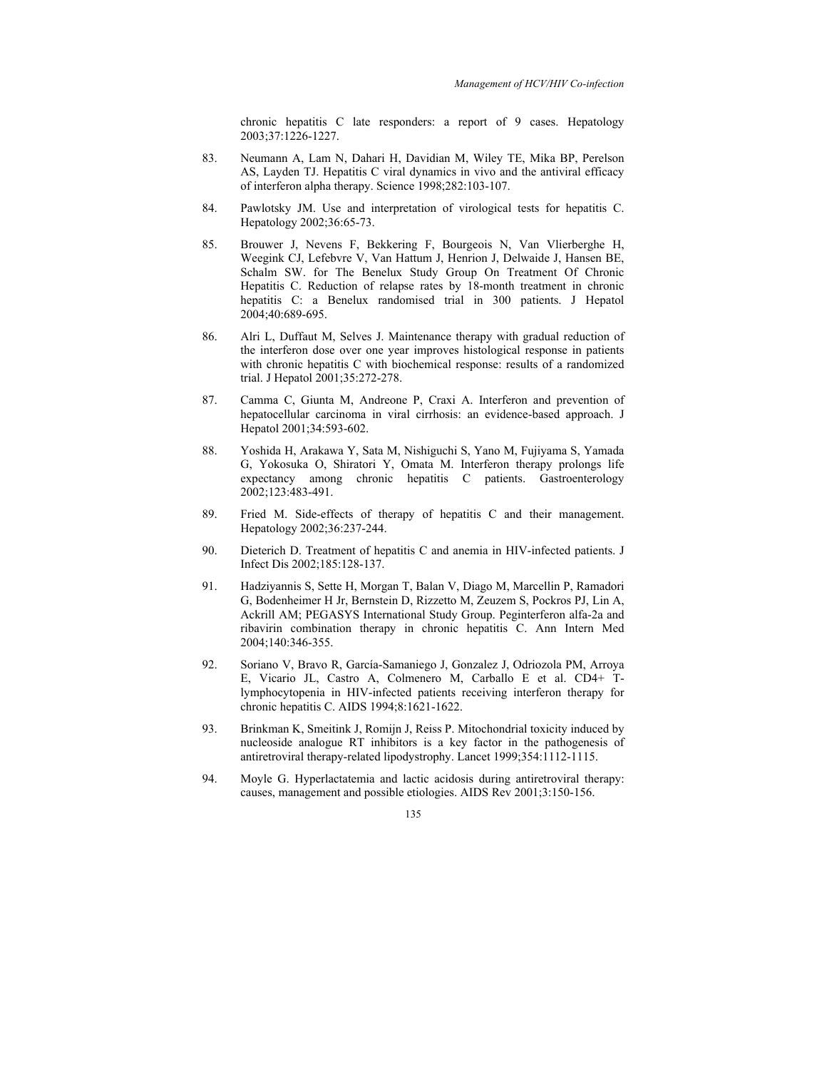chronic hepatitis C late responders: a report of 9 cases. Hepatology 2003;37:1226-1227.

83. Neumann A, Lam N, Dahari H, Davidian M, Wiley TE, Mika BP, Perelson AS, Layden TJ. Hepatitis C viral dynamics in vivo and the antiviral efficacy of interferon alpha therapy. Science 1998;282:103-107.

84. Pawlotsky JM. Use and interpretation of virological tests for hepatitis C. Hepatology 2002;36:65-73.

85. Brouwer J, Nevens F, Bekkering F, Bourgeois N, Van Vlierberghe H, Weegink CJ, Lefebvre V, Van Hattum J, Henrion J, Delwaide J, Hansen BE, Schalm SW. for The Benelux Study Group On Treatment Of Chronic Hepatitis C. Reduction of relapse rates by 18-month treatment in chronic hepatitis C: a Benelux randomised trial in 300 patients. J Hepatol 2004;40:689-695.

86. Alri L, Duffaut M, Selves J. Maintenance therapy with gradual reduction of the interferon dose over one year improves histological response in patients with chronic hepatitis C with biochemical response: results of a randomized trial. J Hepatol 2001;35:272-278.

87. Camma C, Giunta M, Andreone P, Craxi A. Interferon and prevention of hepatocellular carcinoma in viral cirrhosis: an evidence-based approach. J Hepatol 2001;34:593-602.

88. Yoshida H, Arakawa Y, Sata M, Nishiguchi S, Yano M, Fujiyama S, Yamada G, Yokosuka O, Shiratori Y, Omata M. Interferon therapy prolongs life expectancy among chronic hepatitis C patients. Gastroenterology 2002;123:483-491.

89. Fried M. Side-effects of therapy of hepatitis C and their management. Hepatology 2002;36:237-244.

90. Dieterich D. Treatment of hepatitis C and anemia in HIV-infected patients. J Infect Dis 2002;185:128-137.

91. Hadziyannis S, Sette H, Morgan T, Balan V, Diago M, Marcellin P, Ramadori G, Bodenheimer H Jr, Bernstein D, Rizzetto M, Zeuzem S, Pockros PJ, Lin A, Ackrill AM; PEGASYS International Study Group. Peginterferon alfa-2a and ribavirin combination therapy in chronic hepatitis C. Ann Intern Med 2004;140:346-355.

92. Soriano V, Bravo R, García-Samaniego J, Gonzalez J, Odriozola PM, Arroya E, Vicario JL, Castro A, Colmenero M, Carballo E et al. CD4+ T-lymphocytopenia in HIV-infected patients receiving interferon therapy for chronic hepatitis C. AIDS 1994;8:1621-1622.

93. Brinkman K, Smeitink J, Romijn J, Reiss P. Mitochondrial toxicity induced by nucleoside analogue RT inhibitors is a key factor in the pathogenesis of antiretroviral therapy-related lipodystrophy. Lancet 1999;354:1112-1115.

94. Moyle G. Hyperlactatemia and lactic acidosis during antiretroviral therapy: causes, management and possible etiologies. AIDS Rev 2001;3:150-156.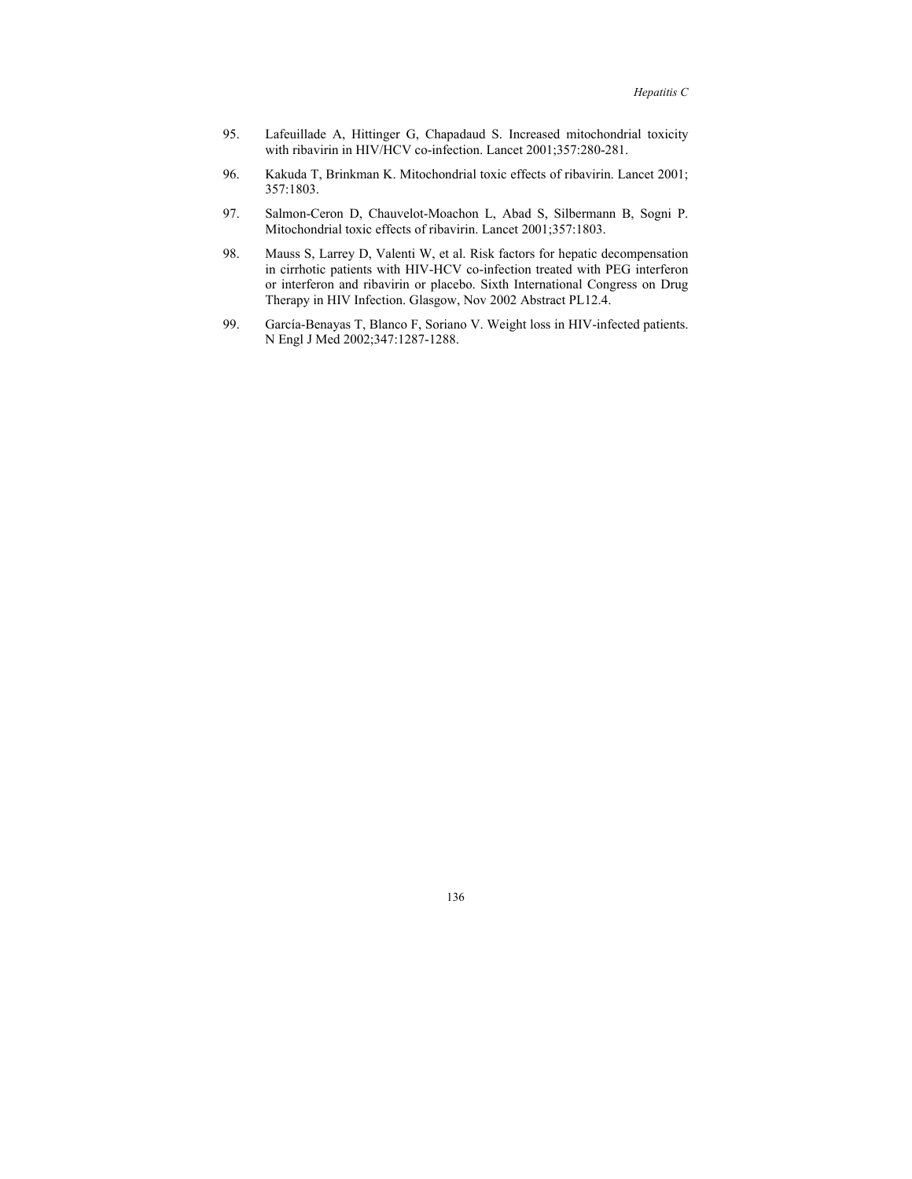95. Lafeuillade A, Hittinger G, Chapadaud S. Increased mitochondrial toxicity with ribavirin in HIV/HCV co-infection. Lancet 2001;357:280-281.

96. Kakuda T, Brinkman K. Mitochondrial toxic effects of ribavirin. Lancet 2001; 357:1803.

97. Salmon-Ceron D, Chauvelot-Moachon L, Abad S, Silbermann B, Sogni P. Mitochondrial toxic effects of ribavirin. Lancet 2001;357:1803.

98. Mauss S, Larrey D, Valenti W, et al. Risk factors for hepatic decompensation in cirrhotic patients with HIV-HCV co-infection treated with PEG interferon or interferon and ribavirin or placebo. Sixth International Congress on Drug Therapy in HIV Infection. Glasgow, Nov 2002 Abstract PL12.4.

99. García-Benayas T, Blanco F, Soriano V. Weight loss in HIV-infected patients. N Engl J Med 2002;347:1287-1288.